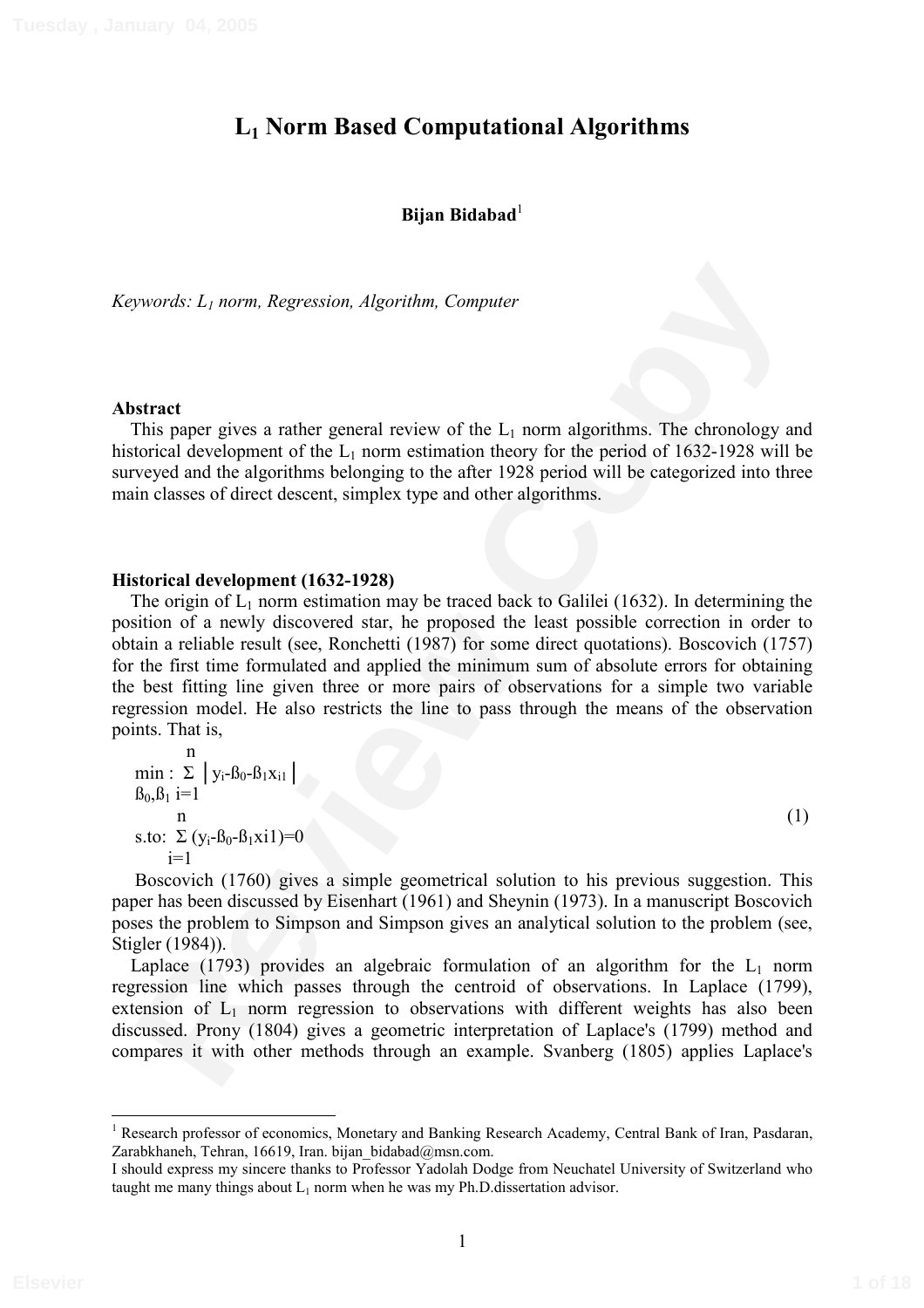# $L_1$ Norm Based Computational Algorithms

**Bijan Bidabad**[1]

*Keywords: $L_1$ norm, Regression, Algorithm, Computer*

## Abstract

This paper gives a rather general review of the $L_1$ norm algorithms. The chronology and historical development of the $L_1$ norm estimation theory for the period of 1632-1928 will be surveyed and the algorithms belonging to the after 1928 period will be categorized into three main classes of direct descent, simplex type and other algorithms.

## Historical development (1632-1928)

The origin of $L_1$ norm estimation may be traced back to Galilei (1632). In determining the position of a newly discovered star, he proposed the least possible correction in order to obtain a reliable result (see, Ronchetti (1987) for some direct quotations). Boscovich (1757) for the first time formulated and applied the minimum sum of absolute errors for obtaining the best fitting line given three or more pairs of observations for a simple two variable regression model. He also restricts the line to pass through the means of the observation points. That is,

$$\min_{\beta_0,\beta_1} : \sum_{i=1}^{n} \left| y_i-\beta_0-\beta_1 x_{i1} \right|$$
$$\text{s.to: } \sum_{i=1}^{n} (y_i-\beta_0-\beta_1 x_{i1})=0 \qquad (1)$$

Boscovich (1760) gives a simple geometrical solution to his previous suggestion. This paper has been discussed by Eisenhart (1961) and Sheynin (1973). In a manuscript Boscovich poses the problem to Simpson and Simpson gives an analytical solution to the problem (see, Stigler (1984)).

Laplace (1793) provides an algebraic formulation of an algorithm for the $L_1$ norm regression line which passes through the centroid of observations. In Laplace (1799), extension of $L_1$ norm regression to observations with different weights has also been discussed. Prony (1804) gives a geometric interpretation of Laplace's (1799) method and compares it with other methods through an example. Svanberg (1805) applies Laplace's

---

[1] Research professor of economics, Monetary and Banking Research Academy, Central Bank of Iran, Pasdaran, Zarabkhaneh, Tehran, 16619, Iran. bijan_bidabad@msn.com.

I should express my sincere thanks to Professor Yadolah Dodge from Neuchatel University of Switzerland who taught me many things about $L_1$ norm when he was my Ph.D.dissertation advisor.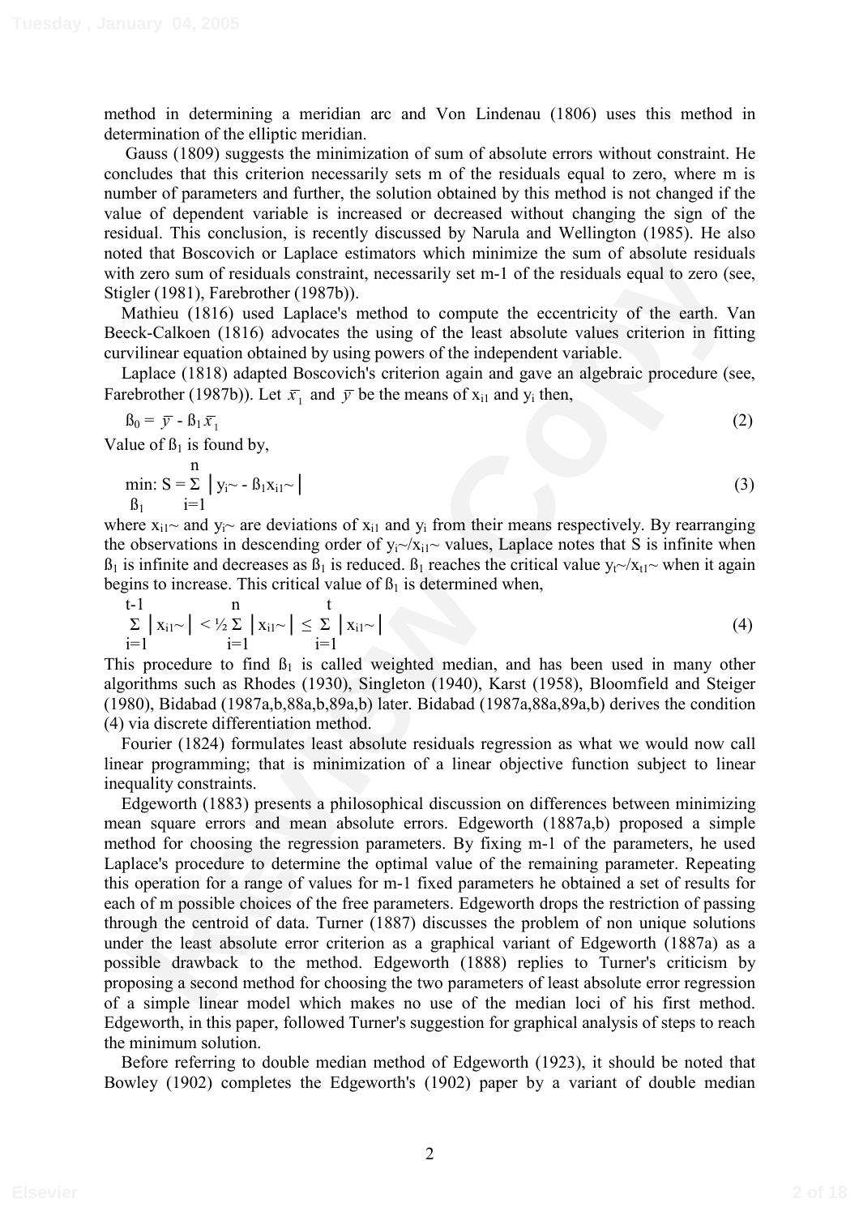method in determining a meridian arc and Von Lindenau (1806) uses this method in determination of the elliptic meridian.

Gauss (1809) suggests the minimization of sum of absolute errors without constraint. He concludes that this criterion necessarily sets m of the residuals equal to zero, where m is number of parameters and further, the solution obtained by this method is not changed if the value of dependent variable is increased or decreased without changing the sign of the residual. This conclusion, is recently discussed by Narula and Wellington (1985). He also noted that Boscovich or Laplace estimators which minimize the sum of absolute residuals with zero sum of residuals constraint, necessarily set m-1 of the residuals equal to zero (see, Stigler (1981), Farebrother (1987b)).

Mathieu (1816) used Laplace's method to compute the eccentricity of the earth. Van Beeck-Calkoen (1816) advocates the using of the least absolute values criterion in fitting curvilinear equation obtained by using powers of the independent variable.

Laplace (1818) adapted Boscovich's criterion again and gave an algebraic procedure (see, Farebrother (1987b)). Let $\bar{x}_1$ and $\bar{y}$ be the means of $x_{i1}$ and $y_i$ then,

$$\beta_0 = \bar{y} - \beta_1 \bar{x}_1 \tag{2}$$

Value of $\beta_1$ is found by,

$$\min_{\beta_1}: S = \sum_{i=1}^{n} \left| y_i\sim - \beta_1 x_{i1}\sim \right| \tag{3}$$

where $x_{i1}\sim$ and $y_i\sim$ are deviations of $x_{i1}$ and $y_i$ from their means respectively. By rearranging the observations in descending order of $y_i\sim/x_{i1}\sim$ values, Laplace notes that S is infinite when $\beta_1$ is infinite and decreases as $\beta_1$ is reduced. $\beta_1$ reaches the critical value $y_t\sim/x_{t1}\sim$ when it again begins to increase. This critical value of $\beta_1$ is determined when,

$$\sum_{i=1}^{t-1} \left| x_{i1}\sim \right| < \tfrac{1}{2} \sum_{i=1}^{n} \left| x_{i1}\sim \right| \leq \sum_{i=1}^{t} \left| x_{i1}\sim \right| \tag{4}$$

This procedure to find $\beta_1$ is called weighted median, and has been used in many other algorithms such as Rhodes (1930), Singleton (1940), Karst (1958), Bloomfield and Steiger (1980), Bidabad (1987a,b,88a,b,89a,b) later. Bidabad (1987a,88a,89a,b) derives the condition (4) via discrete differentiation method.

Fourier (1824) formulates least absolute residuals regression as what we would now call linear programming; that is minimization of a linear objective function subject to linear inequality constraints.

Edgeworth (1883) presents a philosophical discussion on differences between minimizing mean square errors and mean absolute errors. Edgeworth (1887a,b) proposed a simple method for choosing the regression parameters. By fixing m-1 of the parameters, he used Laplace's procedure to determine the optimal value of the remaining parameter. Repeating this operation for a range of values for m-1 fixed parameters he obtained a set of results for each of m possible choices of the free parameters. Edgeworth drops the restriction of passing through the centroid of data. Turner (1887) discusses the problem of non unique solutions under the least absolute error criterion as a graphical variant of Edgeworth (1887a) as a possible drawback to the method. Edgeworth (1888) replies to Turner's criticism by proposing a second method for choosing the two parameters of least absolute error regression of a simple linear model which makes no use of the median loci of his first method. Edgeworth, in this paper, followed Turner's suggestion for graphical analysis of steps to reach the minimum solution.

Before referring to double median method of Edgeworth (1923), it should be noted that Bowley (1902) completes the Edgeworth's (1902) paper by a variant of double median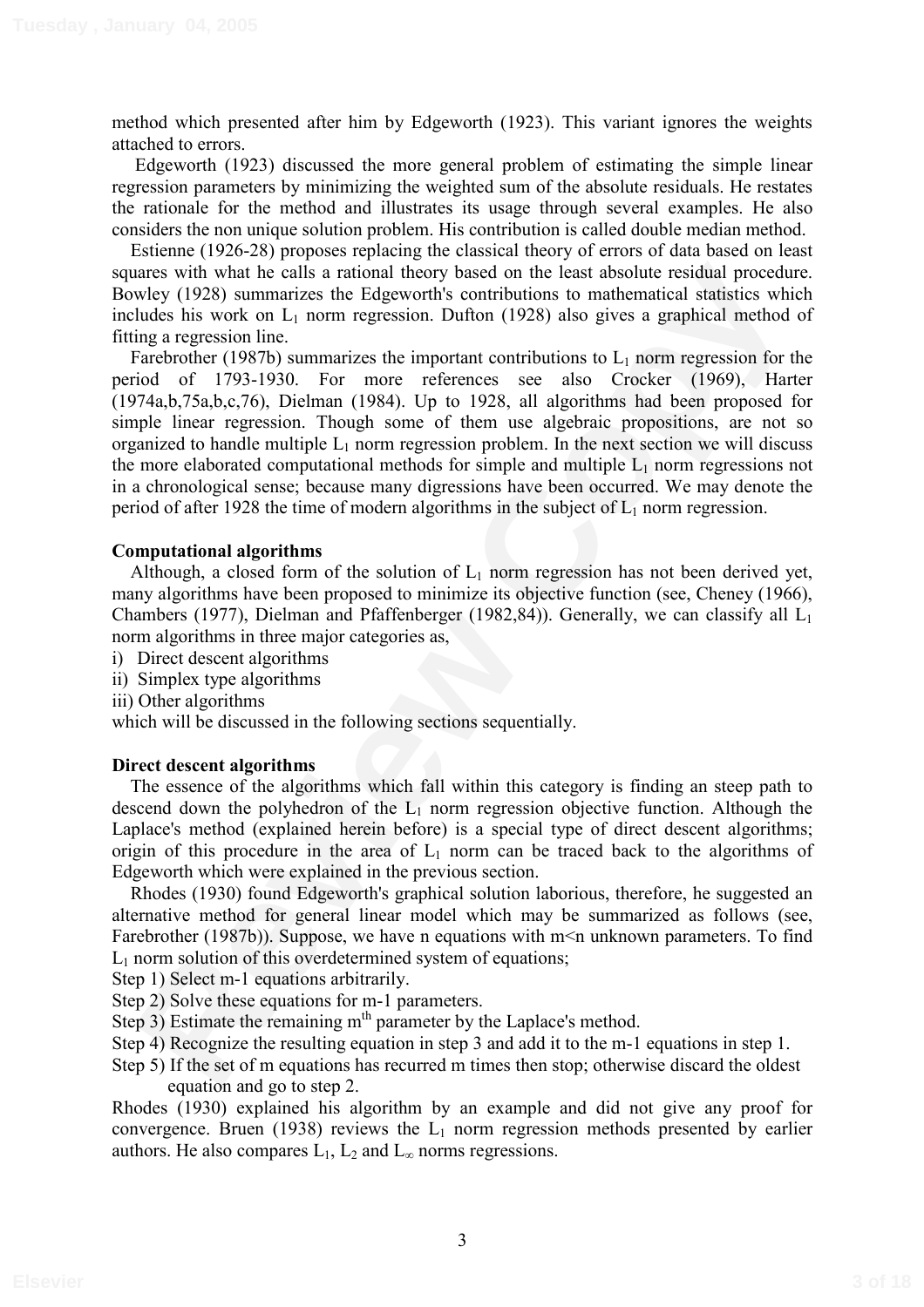method which presented after him by Edgeworth (1923). This variant ignores the weights attached to errors.

Edgeworth (1923) discussed the more general problem of estimating the simple linear regression parameters by minimizing the weighted sum of the absolute residuals. He restates the rationale for the method and illustrates its usage through several examples. He also considers the non unique solution problem. His contribution is called double median method.

Estienne (1926-28) proposes replacing the classical theory of errors of data based on least squares with what he calls a rational theory based on the least absolute residual procedure. Bowley (1928) summarizes the Edgeworth's contributions to mathematical statistics which includes his work on $L_1$ norm regression. Dufton (1928) also gives a graphical method of fitting a regression line.

Farebrother (1987b) summarizes the important contributions to $L_1$ norm regression for the period of 1793-1930. For more references see also Crocker (1969), Harter (1974a,b,75a,b,c,76), Dielman (1984). Up to 1928, all algorithms had been proposed for simple linear regression. Though some of them use algebraic propositions, are not so organized to handle multiple $L_1$ norm regression problem. In the next section we will discuss the more elaborated computational methods for simple and multiple $L_1$ norm regressions not in a chronological sense; because many digressions have been occurred. We may denote the period of after 1928 the time of modern algorithms in the subject of $L_1$ norm regression.

## Computational algorithms

Although, a closed form of the solution of $L_1$ norm regression has not been derived yet, many algorithms have been proposed to minimize its objective function (see, Cheney (1966), Chambers (1977), Dielman and Pfaffenberger (1982,84)). Generally, we can classify all $L_1$ norm algorithms in three major categories as,

i) Direct descent algorithms
ii) Simplex type algorithms
iii) Other algorithms

which will be discussed in the following sections sequentially.

## Direct descent algorithms

The essence of the algorithms which fall within this category is finding an steep path to descend down the polyhedron of the $L_1$ norm regression objective function. Although the Laplace's method (explained herein before) is a special type of direct descent algorithms; origin of this procedure in the area of $L_1$ norm can be traced back to the algorithms of Edgeworth which were explained in the previous section.

Rhodes (1930) found Edgeworth's graphical solution laborious, therefore, he suggested an alternative method for general linear model which may be summarized as follows (see, Farebrother (1987b)). Suppose, we have n equations with $m<n$ unknown parameters. To find $L_1$ norm solution of this overdetermined system of equations;

Step 1) Select m-1 equations arbitrarily.
Step 2) Solve these equations for m-1 parameters.
Step 3) Estimate the remaining $m^{th}$ parameter by the Laplace's method.
Step 4) Recognize the resulting equation in step 3 and add it to the m-1 equations in step 1.
Step 5) If the set of m equations has recurred m times then stop; otherwise discard the oldest equation and go to step 2.

Rhodes (1930) explained his algorithm by an example and did not give any proof for convergence. Bruen (1938) reviews the $L_1$ norm regression methods presented by earlier authors. He also compares $L_1$, $L_2$ and $L_\infty$ norms regressions.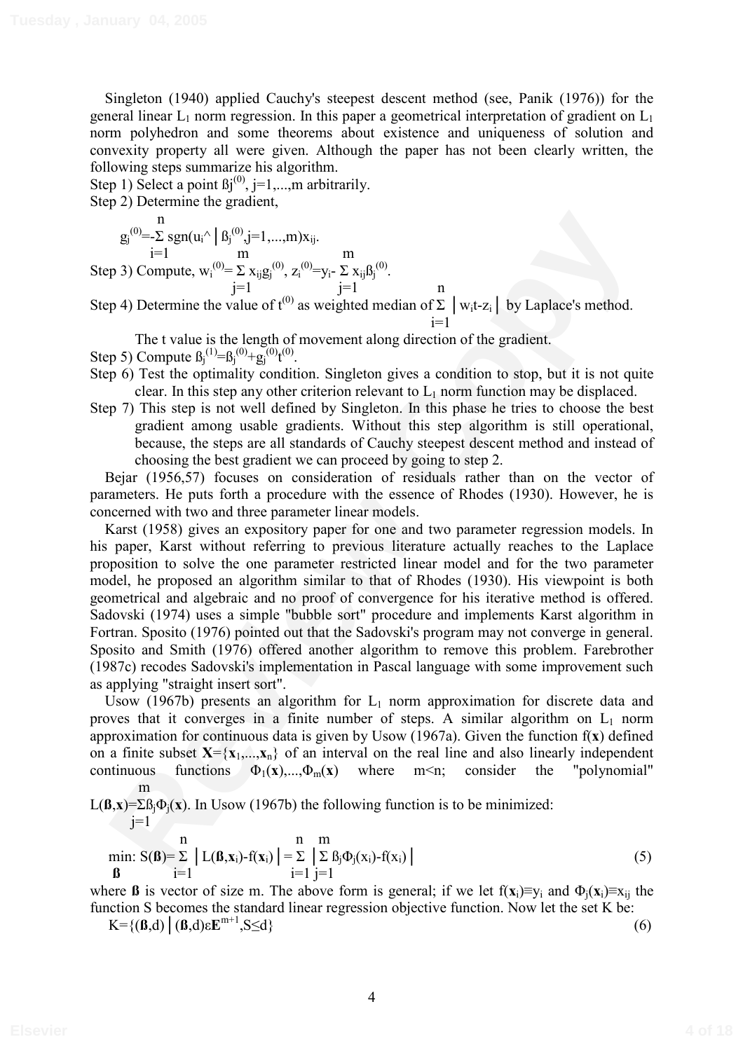Singleton (1940) applied Cauchy's steepest descent method (see, Panik (1976)) for the general linear $L_1$ norm regression. In this paper a geometrical interpretation of gradient on $L_1$ norm polyhedron and some theorems about existence and uniqueness of solution and convexity property all were given. Although the paper has not been clearly written, the following steps summarize his algorithm.

Step 1) Select a point $\beta_j^{(0)}$, j=1,...,m arbitrarily.

Step 2) Determine the gradient,

$$g_j^{(0)}=-\sum_{i=1}^{n} \text{sgn}(u_i\hat{}\,|\,\beta_j^{(0)}, j=1,...,m)x_{ij}.$$

Step 3) Compute, $w_i^{(0)}=\sum_{j=1}^{m} x_{ij}g_j^{(0)}$, $z_i^{(0)}=y_i-\sum_{j=1}^{m} x_{ij}\beta_j^{(0)}$.

Step 4) Determine the value of $t^{(0)}$ as weighted median of $\sum_{i=1}^{n} |w_i t - z_i|$ by Laplace's method.

The t value is the length of movement along direction of the gradient.

Step 5) Compute $\beta_j^{(1)}=\beta_j^{(0)}+g_j^{(0)}t^{(0)}$.

Step 6) Test the optimality condition. Singleton gives a condition to stop, but it is not quite clear. In this step any other criterion relevant to $L_1$ norm function may be displaced.

Step 7) This step is not well defined by Singleton. In this phase he tries to choose the best gradient among usable gradients. Without this step algorithm is still operational, because, the steps are all standards of Cauchy steepest descent method and instead of choosing the best gradient we can proceed by going to step 2.

Bejar (1956,57) focuses on consideration of residuals rather than on the vector of parameters. He puts forth a procedure with the essence of Rhodes (1930). However, he is concerned with two and three parameter linear models.

Karst (1958) gives an expository paper for one and two parameter regression models. In his paper, Karst without referring to previous literature actually reaches to the Laplace proposition to solve the one parameter restricted linear model and for the two parameter model, he proposed an algorithm similar to that of Rhodes (1930). His viewpoint is both geometrical and algebraic and no proof of convergence for his iterative method is offered. Sadovski (1974) uses a simple "bubble sort" procedure and implements Karst algorithm in Fortran. Sposito (1976) pointed out that the Sadovski's program may not converge in general. Sposito and Smith (1976) offered another algorithm to remove this problem. Farebrother (1987c) recodes Sadovski's implementation in Pascal language with some improvement such as applying "straight insert sort".

Usow (1967b) presents an algorithm for $L_1$ norm approximation for discrete data and proves that it converges in a finite number of steps. A similar algorithm on $L_1$ norm approximation for continuous data is given by Usow (1967a). Given the function $f(\mathbf{x})$ defined on a finite subset $\mathbf{X}=\{\mathbf{x}_1,...,\mathbf{x}_n\}$ of an interval on the real line and also linearly independent continuous functions $\Phi_1(\mathbf{x}),...,\Phi_m(\mathbf{x})$ where m<n; consider the "polynomial" $L(\boldsymbol{\beta},\mathbf{x})=\sum_{j=1}^{m}\beta_j\Phi_j(\mathbf{x})$. In Usow (1967b) the following function is to be minimized:

$$\min_{\boldsymbol{\beta}}: S(\boldsymbol{\beta})=\sum_{i=1}^{n} |L(\boldsymbol{\beta},\mathbf{x}_i)-f(\mathbf{x}_i)| = \sum_{i=1}^{n} \left|\sum_{j=1}^{m} \beta_j\Phi_j(\mathbf{x}_i)-f(\mathbf{x}_i)\right| \tag{5}$$

where $\boldsymbol{\beta}$ is vector of size m. The above form is general; if we let $f(\mathbf{x}_i)\equiv y_i$ and $\Phi_j(\mathbf{x}_i)\equiv x_{ij}$ the function S becomes the standard linear regression objective function. Now let the set K be:

$$K=\{(\boldsymbol{\beta},d)\,|\,(\boldsymbol{\beta},d)\in\mathbf{E}^{m+1}, S\leq d\} \tag{6}$$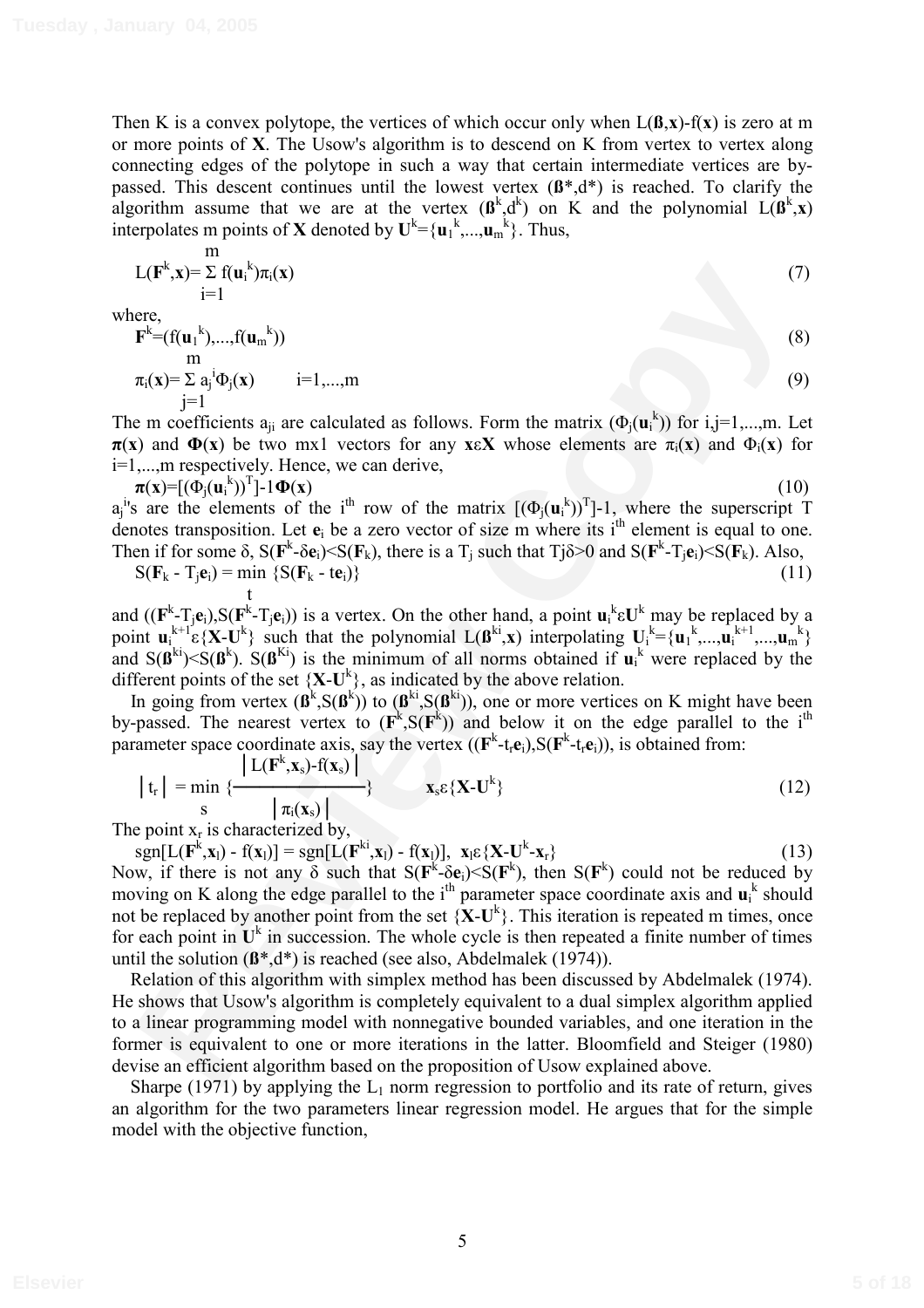Then K is a convex polytope, the vertices of which occur only when $L(\mathbf{ß},\mathbf{x})-f(\mathbf{x})$ is zero at m or more points of **X**. The Usow's algorithm is to descend on K from vertex to vertex along connecting edges of the polytope in such a way that certain intermediate vertices are by-passed. This descent continues until the lowest vertex $(\mathbf{ß}^*,d^*)$ is reached. To clarify the algorithm assume that we are at the vertex $(\mathbf{ß}^k,d^k)$ on K and the polynomial $L(\mathbf{ß}^k,\mathbf{x})$ interpolates m points of **X** denoted by $\mathbf{U}^k=\{\mathbf{u}_1^k,...,\mathbf{u}_m^k\}$. Thus,

$$L(\mathbf{F}^k,\mathbf{x})=\sum_{i=1}^{m} f(\mathbf{u}_i^k)\pi_i(\mathbf{x}) \tag{7}$$

where,

$$\mathbf{F}^k=(f(\mathbf{u}_1^k),...,f(\mathbf{u}_m^k)) \tag{8}$$

$$\pi_i(\mathbf{x})=\sum_{j=1}^{m} a_j^i\Phi_j(\mathbf{x}) \qquad i=1,...,m \tag{9}$$

The m coefficients $a_{ji}$ are calculated as follows. Form the matrix $(\Phi_j(\mathbf{u}_i^k))$ for i,j=1,...,m. Let $\boldsymbol{\pi}(\mathbf{x})$ and $\boldsymbol{\Phi}(\mathbf{x})$ be two mx1 vectors for any $\mathbf{x}\varepsilon\mathbf{X}$ whose elements are $\pi_i(\mathbf{x})$ and $\Phi_i(\mathbf{x})$ for i=1,...,m respectively. Hence, we can derive,

$$\boldsymbol{\pi}(\mathbf{x})=[(\Phi_j(\mathbf{u}_i^k))^T]^{-1}\boldsymbol{\Phi}(\mathbf{x}) \tag{10}$$

$a_j^i$'s are the elements of the $i^{th}$ row of the matrix $[(\Phi_j(\mathbf{u}_i^k))^T]^{-1}$, where the superscript T denotes transposition. Let $\mathbf{e}_i$ be a zero vector of size m where its $i^{th}$ element is equal to one. Then if for some δ, $S(\mathbf{F}^k-\delta\mathbf{e}_i)<S(\mathbf{F}_k)$, there is a $T_j$ such that $T_j\delta>0$ and $S(\mathbf{F}^k-T_j\mathbf{e}_i)<S(\mathbf{F}_k)$. Also,

$$S(\mathbf{F}_k - T_j\mathbf{e}_i) = \min_t \{S(\mathbf{F}_k - t\mathbf{e}_i)\} \tag{11}$$

and $((\mathbf{F}^k-T_j\mathbf{e}_i),S(\mathbf{F}^k-T_j\mathbf{e}_i))$ is a vertex. On the other hand, a point $\mathbf{u}_i^k\varepsilon\mathbf{U}^k$ may be replaced by a point $\mathbf{u}_i^{k+1}\varepsilon\{\mathbf{X}-\mathbf{U}^k\}$ such that the polynomial $L(\mathbf{ß}^{ki},\mathbf{x})$ interpolating $\mathbf{U}_i^k=\{\mathbf{u}_1^k,...,\mathbf{u}_i^{k+1},...,\mathbf{u}_m^k\}$ and $S(\mathbf{ß}^{ki})<S(\mathbf{ß}^k)$. $S(\mathbf{ß}^{Ki})$ is the minimum of all norms obtained if $\mathbf{u}_i^k$ were replaced by the different points of the set $\{\mathbf{X}-\mathbf{U}^k\}$, as indicated by the above relation.

In going from vertex $(\mathbf{ß}^k,S(\mathbf{ß}^k))$ to $(\mathbf{ß}^{ki},S(\mathbf{ß}^{ki}))$, one or more vertices on K might have been by-passed. The nearest vertex to $(\mathbf{F}^k,S(\mathbf{F}^k))$ and below it on the edge parallel to the $i^{th}$ parameter space coordinate axis, say the vertex $((\mathbf{F}^k-t_r\mathbf{e}_i),S(\mathbf{F}^k-t_r\mathbf{e}_i))$, is obtained from:

$$|t_r| = \min_s \left\{\frac{|L(\mathbf{F}^k,\mathbf{x}_s)-f(\mathbf{x}_s)|}{|\pi_i(\mathbf{x}_s)|}\right\} \qquad \mathbf{x}_s\varepsilon\{\mathbf{X}-\mathbf{U}^k\} \tag{12}$$

The point $x_r$ is characterized by,

$$\text{sgn}[L(\mathbf{F}^k,\mathbf{x}_l) - f(\mathbf{x}_l)] = \text{sgn}[L(\mathbf{F}^{ki},\mathbf{x}_l) - f(\mathbf{x}_l)], \quad \mathbf{x}_l\varepsilon\{\mathbf{X}-\mathbf{U}^k-\mathbf{x}_r\} \tag{13}$$

Now, if there is not any δ such that $S(\mathbf{F}^k-\delta\mathbf{e}_i)<S(\mathbf{F}^k)$, then $S(\mathbf{F}^k)$ could not be reduced by moving on K along the edge parallel to the $i^{th}$ parameter space coordinate axis and $\mathbf{u}_i^k$ should not be replaced by another point from the set $\{\mathbf{X}-\mathbf{U}^k\}$. This iteration is repeated m times, once for each point in $\mathbf{U}^k$ in succession. The whole cycle is then repeated a finite number of times until the solution $(\mathbf{ß}^*,d^*)$ is reached (see also, Abdelmalek (1974)).

Relation of this algorithm with simplex method has been discussed by Abdelmalek (1974). He shows that Usow's algorithm is completely equivalent to a dual simplex algorithm applied to a linear programming model with nonnegative bounded variables, and one iteration in the former is equivalent to one or more iterations in the latter. Bloomfield and Steiger (1980) devise an efficient algorithm based on the proposition of Usow explained above.

Sharpe (1971) by applying the $L_1$ norm regression to portfolio and its rate of return, gives an algorithm for the two parameters linear regression model. He argues that for the simple model with the objective function,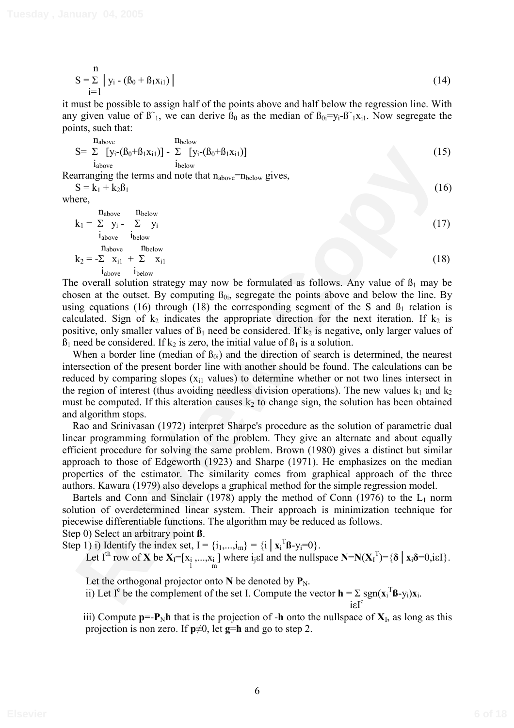$$S = \sum_{i=1}^{n} \left| y_i - (\beta_0 + \beta_1 x_{i1}) \right| \tag{14}$$

it must be possible to assign half of the points above and half below the regression line. With any given value of $\beta\tilde{}_1$, we can derive $\beta_0$ as the median of $\beta_{0i}=y_i-\beta\tilde{}_1 x_{i1}$. Now segregate the points, such that:

$$S= \sum_{i_{above}}^{n_{above}} [y_i-(\beta_0+\beta_1 x_{i1})] - \sum_{i_{below}}^{n_{below}} [y_i-(\beta_0+\beta_1 x_{i1})] \tag{15}$$

Rearranging the terms and note that $n_{above}=n_{below}$ gives,

$$S = k_1 + k_2\beta_1 \tag{16}$$

where,

$$k_1 = \sum_{i_{above}}^{n_{above}} y_i - \sum_{i_{below}}^{n_{below}} y_i \tag{17}$$

$$k_2 = -\sum_{i_{above}}^{n_{above}} x_{i1} + \sum_{i_{below}}^{n_{below}} x_{i1} \tag{18}$$

The overall solution strategy may now be formulated as follows. Any value of $\beta_1$ may be chosen at the outset. By computing $\beta_{0i}$, segregate the points above and below the line. By using equations (16) through (18) the corresponding segment of the S and $\beta_1$ relation is calculated. Sign of $k_2$ indicates the appropriate direction for the next iteration. If $k_2$ is positive, only smaller values of $\beta_1$ need be considered. If $k_2$ is negative, only larger values of $\beta_1$ need be considered. If $k_2$ is zero, the initial value of $\beta_1$ is a solution.

When a border line (median of $\beta_{0i}$) and the direction of search is determined, the nearest intersection of the present border line with another should be found. The calculations can be reduced by comparing slopes ($x_{i1}$ values) to determine whether or not two lines intersect in the region of interest (thus avoiding needless division operations). The new values $k_1$ and $k_2$ must be computed. If this alteration causes $k_2$ to change sign, the solution has been obtained and algorithm stops.

Rao and Srinivasan (1972) interpret Sharpe's procedure as the solution of parametric dual linear programming formulation of the problem. They give an alternate and about equally efficient procedure for solving the same problem. Brown (1980) gives a distinct but similar approach to those of Edgeworth (1923) and Sharpe (1971). He emphasizes on the median properties of the estimator. The similarity comes from graphical approach of the three authors. Kawara (1979) also develops a graphical method for the simple regression model.

Bartels and Conn and Sinclair (1978) apply the method of Conn (1976) to the $L_1$ norm solution of overdetermined linear system. Their approach is minimization technique for piecewise differentiable functions. The algorithm may be reduced as follows.

Step 0) Select an arbitrary point $\boldsymbol{\beta}$.

Step 1) i) Identify the index set, $I = \{i_1,...,i_m\} = \{i \mid \mathbf{x}_i^T\boldsymbol{\beta}-y_i=0\}$.

Let $I^{th}$ row of $\mathbf{X}$ be $\mathbf{X}_I=[x_{i_1},...,x_{i_m}]$ where $i_j \varepsilon I$ and the nullspace $\mathbf{N}=\mathbf{N}(\mathbf{X}_I^T)=\{\boldsymbol{\delta} \mid \mathbf{x}_i\boldsymbol{\delta}=0, i\varepsilon I\}$.

Let the orthogonal projector onto $\mathbf{N}$ be denoted by $\mathbf{P}_N$.

ii) Let $I^c$ be the complement of the set I. Compute the vector $\mathbf{h} = \sum_{i\varepsilon I^c} \text{sgn}(\mathbf{x}_i^T\boldsymbol{\beta}-y_i)\mathbf{x}_i$.

iii) Compute $\mathbf{p}=-\mathbf{P}_N\mathbf{h}$ that is the projection of $-\mathbf{h}$ onto the nullspace of $\mathbf{X}_I$, as long as this projection is non zero. If $\mathbf{p}\neq 0$, let $\mathbf{g}=\mathbf{h}$ and go to step 2.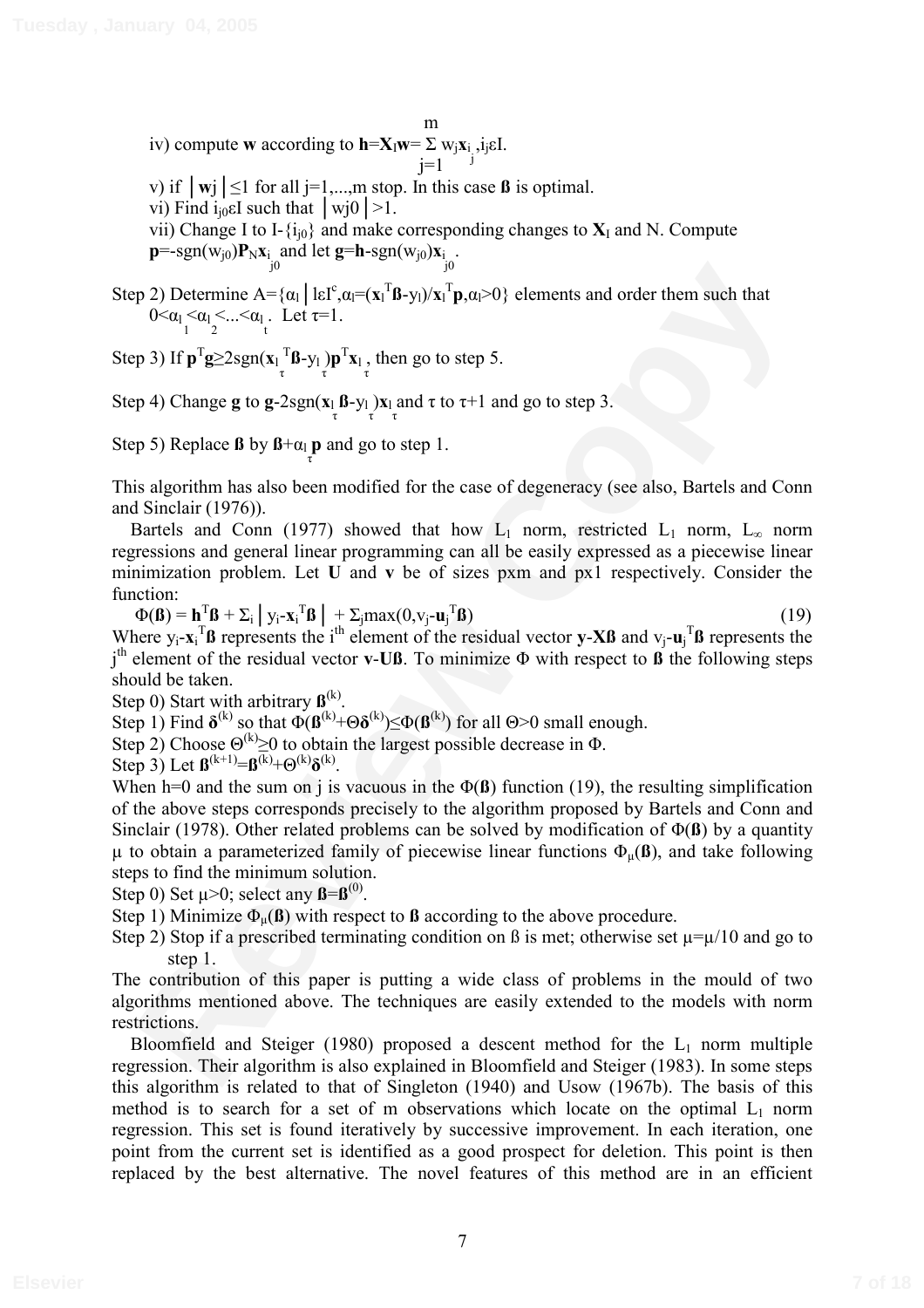iv) compute $\mathbf{w}$ according to $\mathbf{h}=\mathbf{X}_I\mathbf{w}=\sum_{j=1}^{m} w_j\mathbf{x}_{i_j}, i_j \varepsilon I$.

v) if $|\mathbf{w}j|\leq 1$ for all j=1,...,m stop. In this case $\mathbf{ß}$ is optimal.

vi) Find $i_{j0}\varepsilon I$ such that $|wj0|>1$.

vii) Change I to I-$\{i_{j0}\}$ and make corresponding changes to $\mathbf{X}_I$ and N. Compute $\mathbf{p}=-\text{sgn}(w_{j0})\mathbf{P}_N\mathbf{x}_{i_{j0}}$ and let $\mathbf{g}=\mathbf{h}-\text{sgn}(w_{j0})\mathbf{x}_{i_{j0}}$.

Step 2) Determine $A=\{\alpha_l | l\varepsilon I^c, \alpha_l=(\mathbf{x}_l^T\mathbf{ß}-y_l)/\mathbf{x}_l^T\mathbf{p}, \alpha_l>0\}$ elements and order them such that $0<\alpha_{l_1}<\alpha_{l_2}<...<\alpha_{l_t}$. Let τ=1.

Step 3) If $\mathbf{p}^T\mathbf{g}\geq 2\text{sgn}(\mathbf{x}_{l_\tau}^T\mathbf{ß}-y_{l_\tau})\mathbf{p}^T\mathbf{x}_{l_\tau}$, then go to step 5.

Step 4) Change $\mathbf{g}$ to $\mathbf{g}-2\text{sgn}(\mathbf{x}_{l_\tau}\mathbf{ß}-y_{l_\tau})\mathbf{x}_{l_\tau}$ and τ to τ+1 and go to step 3.

Step 5) Replace $\mathbf{ß}$ by $\mathbf{ß}+\alpha_{l_\tau}\mathbf{p}$ and go to step 1.

This algorithm has also been modified for the case of degeneracy (see also, Bartels and Conn and Sinclair (1976)).

Bartels and Conn (1977) showed that how $L_1$ norm, restricted $L_1$ norm, $L_\infty$ norm regressions and general linear programming can all be easily expressed as a piecewise linear minimization problem. Let $\mathbf{U}$ and $\mathbf{v}$ be of sizes pxm and px1 respectively. Consider the function:

$$\Phi(\mathbf{ß}) = \mathbf{h}^T\mathbf{ß} + \Sigma_i|y_i-\mathbf{x}_i^T\mathbf{ß}| + \Sigma_j\max(0,v_j-\mathbf{u}_j^T\mathbf{ß}) \tag{19}$$

Where $y_i-\mathbf{x}_i^T\mathbf{ß}$ represents the $i^{th}$ element of the residual vector $\mathbf{y}-\mathbf{Xß}$ and $v_j-\mathbf{u}_j^T\mathbf{ß}$ represents the $j^{th}$ element of the residual vector $\mathbf{v}-\mathbf{Uß}$. To minimize Φ with respect to $\mathbf{ß}$ the following steps should be taken.

Step 0) Start with arbitrary $\mathbf{ß}^{(k)}$.

Step 1) Find $\mathbf{\delta}^{(k)}$ so that $\Phi(\mathbf{ß}^{(k)}+\Theta\mathbf{\delta}^{(k)})\leq\Phi(\mathbf{ß}^{(k)})$ for all Θ>0 small enough.

Step 2) Choose $\Theta^{(k)}\geq 0$ to obtain the largest possible decrease in Φ.

Step 3) Let $\mathbf{ß}^{(k+1)}=\mathbf{ß}^{(k)}+\Theta^{(k)}\mathbf{\delta}^{(k)}$.

When h=0 and the sum on j is vacuous in the Φ($\mathbf{ß}$) function (19), the resulting simplification of the above steps corresponds precisely to the algorithm proposed by Bartels and Conn and Sinclair (1978). Other related problems can be solved by modification of Φ($\mathbf{ß}$) by a quantity μ to obtain a parameterized family of piecewise linear functions $\Phi_\mu(\mathbf{ß})$, and take following steps to find the minimum solution.

Step 0) Set μ>0; select any $\mathbf{ß}=\mathbf{ß}^{(0)}$.

Step 1) Minimize $\Phi_\mu(\mathbf{ß})$ with respect to $\mathbf{ß}$ according to the above procedure.

Step 2) Stop if a prescribed terminating condition on ß is met; otherwise set μ=μ/10 and go to step 1.

The contribution of this paper is putting a wide class of problems in the mould of two algorithms mentioned above. The techniques are easily extended to the models with norm restrictions.

Bloomfield and Steiger (1980) proposed a descent method for the $L_1$ norm multiple regression. Their algorithm is also explained in Bloomfield and Steiger (1983). In some steps this algorithm is related to that of Singleton (1940) and Usow (1967b). The basis of this method is to search for a set of m observations which locate on the optimal $L_1$ norm regression. This set is found iteratively by successive improvement. In each iteration, one point from the current set is identified as a good prospect for deletion. This point is then replaced by the best alternative. The novel features of this method are in an efficient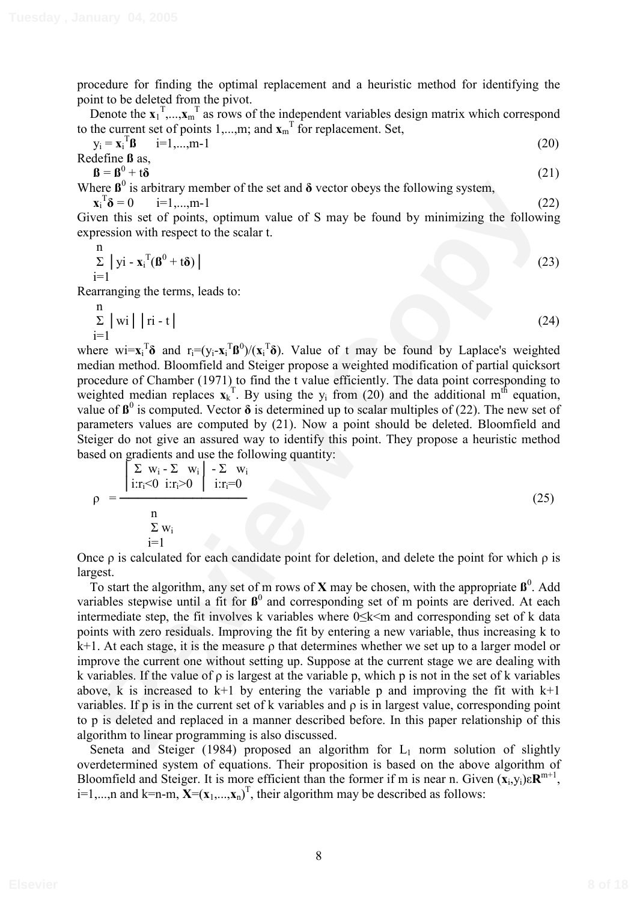procedure for finding the optimal replacement and a heuristic method for identifying the point to be deleted from the pivot.

Denote the $\mathbf{x}_1^T,...,\mathbf{x}_m^T$ as rows of the independent variables design matrix which correspond to the current set of points 1,...,m; and $\mathbf{x}_m^T$ for replacement. Set,

$$y_i = \mathbf{x}_i^T\mathbf{ß} \qquad i=1,...,m-1 \tag{20}$$

Redefine $\mathbf{ß}$ as,

$$\mathbf{ß} = \mathbf{ß}^0 + t\boldsymbol{\delta} \tag{21}$$

Where $\mathbf{ß}^0$ is arbitrary member of the set and $\boldsymbol{\delta}$ vector obeys the following system,

$$\mathbf{x}_i^T\boldsymbol{\delta} = 0 \qquad i=1,...,m-1 \tag{22}$$

Given this set of points, optimum value of S may be found by minimizing the following expression with respect to the scalar t.

$$\sum_{i=1}^{n} \left| y_i - \mathbf{x}_i^T(\mathbf{ß}^0 + t\boldsymbol{\delta}) \right| \tag{23}$$

Rearranging the terms, leads to:

$$\sum_{i=1}^{n} \left| w_i \right| \left| r_i - t \right| \tag{24}$$

where $w_i=\mathbf{x}_i^T\boldsymbol{\delta}$ and $r_i=(y_i-\mathbf{x}_i^T\mathbf{ß}^0)/(\mathbf{x}_i^T\boldsymbol{\delta})$. Value of t may be found by Laplace's weighted median method. Bloomfield and Steiger propose a weighted modification of partial quicksort procedure of Chamber (1971) to find the t value efficiently. The data point corresponding to weighted median replaces $\mathbf{x}_k^T$. By using the $y_i$ from (20) and the additional $m^{th}$ equation, value of $\mathbf{ß}^0$ is computed. Vector $\boldsymbol{\delta}$ is determined up to scalar multiples of (22). The new set of parameters values are computed by (21). Now a point should be deleted. Bloomfield and Steiger do not give an assured way to identify this point. They propose a heuristic method based on gradients and use the following quantity:

$$\rho = \frac{\left| \sum_{i:r_i<0} w_i - \sum_{i:r_i>0} w_i \right| - \sum_{i:r_i=0} w_i}{\sum_{i=1}^{n} w_i} \tag{25}$$

Once ρ is calculated for each candidate point for deletion, and delete the point for which ρ is largest.

To start the algorithm, any set of m rows of $\mathbf{X}$ may be chosen, with the appropriate $\mathbf{ß}^0$. Add variables stepwise until a fit for $\mathbf{ß}^0$ and corresponding set of m points are derived. At each intermediate step, the fit involves k variables where $0 \le k < m$ and corresponding set of k data points with zero residuals. Improving the fit by entering a new variable, thus increasing k to k+1. At each stage, it is the measure ρ that determines whether we set up to a larger model or improve the current one without setting up. Suppose at the current stage we are dealing with k variables. If the value of ρ is largest at the variable p, which p is not in the set of k variables above, k is increased to k+1 by entering the variable p and improving the fit with k+1 variables. If p is in the current set of k variables and ρ is in largest value, corresponding point to p is deleted and replaced in a manner described before. In this paper relationship of this algorithm to linear programming is also discussed.

Seneta and Steiger (1984) proposed an algorithm for $L_1$ norm solution of slightly overdetermined system of equations. Their proposition is based on the above algorithm of Bloomfield and Steiger. It is more efficient than the former if m is near n. Given $(\mathbf{x}_i,y_i)\varepsilon\mathbf{R}^{m+1}$, i=1,...,n and k=n-m, $\mathbf{X}=(\mathbf{x}_1,...,\mathbf{x}_n)^T$, their algorithm may be described as follows: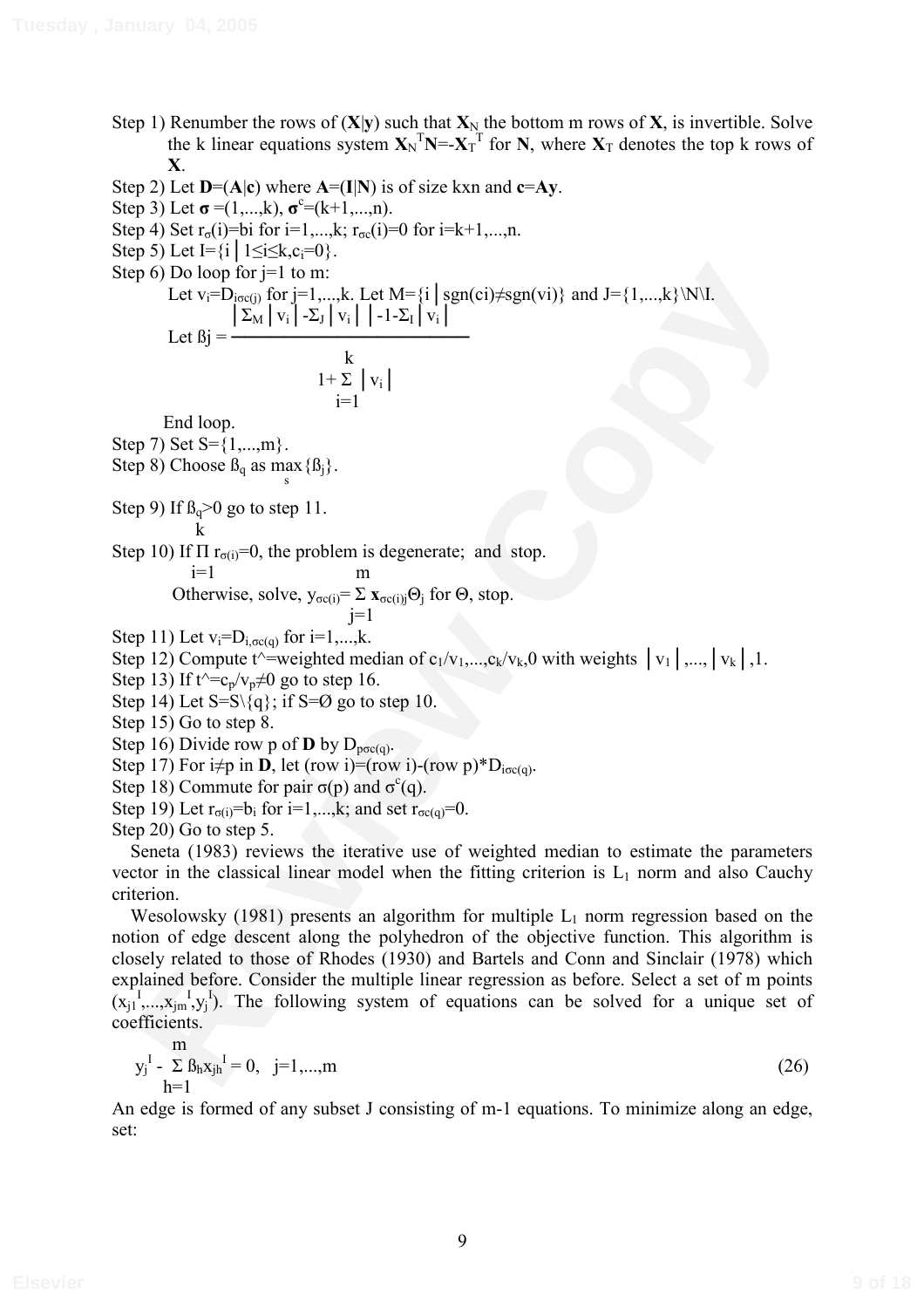Step 1) Renumber the rows of $(\mathbf{X}|\mathbf{y})$ such that $\mathbf{X}_N$ the bottom m rows of $\mathbf{X}$, is invertible. Solve the k linear equations system $\mathbf{X}_N^T\mathbf{N}=-\mathbf{X}_T^T$ for $\mathbf{N}$, where $\mathbf{X}_T$ denotes the top k rows of $\mathbf{X}$.

Step 2) Let $\mathbf{D}=(\mathbf{A}|\mathbf{c})$ where $\mathbf{A}=(\mathbf{I}|\mathbf{N})$ is of size kxn and $\mathbf{c}=\mathbf{A}\mathbf{y}$.

Step 3) Let $\boldsymbol{\sigma}=(1,...,k)$, $\boldsymbol{\sigma}^c=(k+1,...,n)$.

Step 4) Set $r_\sigma(i)=bi$ for i=1,...,k; $r_{\sigma c}(i)=0$ for i=k+1,...,n.

Step 5) Let $I=\{i \mid 1\le i\le k, c_i=0\}$.

Step 6) Do loop for j=1 to m:

Let $v_i=D_{i\sigma c(j)}$ for j=1,...,k. Let $M=\{i \mid \text{sgn}(ci)\neq\text{sgn}(vi)\}$ and $J=\{1,...,k\}\backslash N\backslash I$.

$$ß_j = \frac{\left|\Sigma_M |v_i| - \Sigma_J |v_i|\right| - 1 - \Sigma_I |v_i|}{1+\sum_{i=1}^{k} |v_i|}$$

End loop.

Step 7) Set S={1,...,m}.

Step 8) Choose $ß_q$ as $\max_s\{ß_j\}$.

Step 9) If $ß_q>0$ go to step 11.

Step 10) If $\prod_{i=1}^{k} r_{\sigma(i)}=0$, the problem is degenerate; and stop.

Otherwise, solve, $y_{\sigma c(i)}=\sum_{j=1}^{m} \mathbf{x}_{\sigma c(i)j}\Theta_j$ for $\Theta$, stop.

Step 11) Let $v_i=D_{i,\sigma c(q)}$ for i=1,...,k.

Step 12) Compute t^=weighted median of $c_1/v_1,...,c_k/v_k,0$ with weights $|v_1|,...,|v_k|,1$.

Step 13) If $t\hat{}=c_p/v_p\neq0$ go to step 16.

Step 14) Let $S=S\backslash\{q\}$; if $S=\emptyset$ go to step 10.

Step 15) Go to step 8.

Step 16) Divide row p of $\mathbf{D}$ by $D_{p\sigma c(q)}$.

Step 17) For $i\neq p$ in $\mathbf{D}$, let (row i)=(row i)-(row p)*$D_{i\sigma c(q)}$.

Step 18) Commute for pair $\sigma(p)$ and $\sigma^c(q)$.

Step 19) Let $r_{\sigma(i)}=b_i$ for i=1,...,k; and set $r_{\sigma c(q)}=0$.

Step 20) Go to step 5.

Seneta (1983) reviews the iterative use of weighted median to estimate the parameters vector in the classical linear model when the fitting criterion is $L_1$ norm and also Cauchy criterion.

Wesolowsky (1981) presents an algorithm for multiple $L_1$ norm regression based on the notion of edge descent along the polyhedron of the objective function. This algorithm is closely related to those of Rhodes (1930) and Bartels and Conn and Sinclair (1978) which explained before. Consider the multiple linear regression as before. Select a set of m points $(x_{j1}^I,...,x_{jm}^I,y_j^I)$. The following system of equations can be solved for a unique set of coefficients.

$$y_j^I - \sum_{h=1}^{m} ß_h x_{jh}^I = 0, \quad j=1,...,m \tag{26}$$

An edge is formed of any subset J consisting of m-1 equations. To minimize along an edge, set: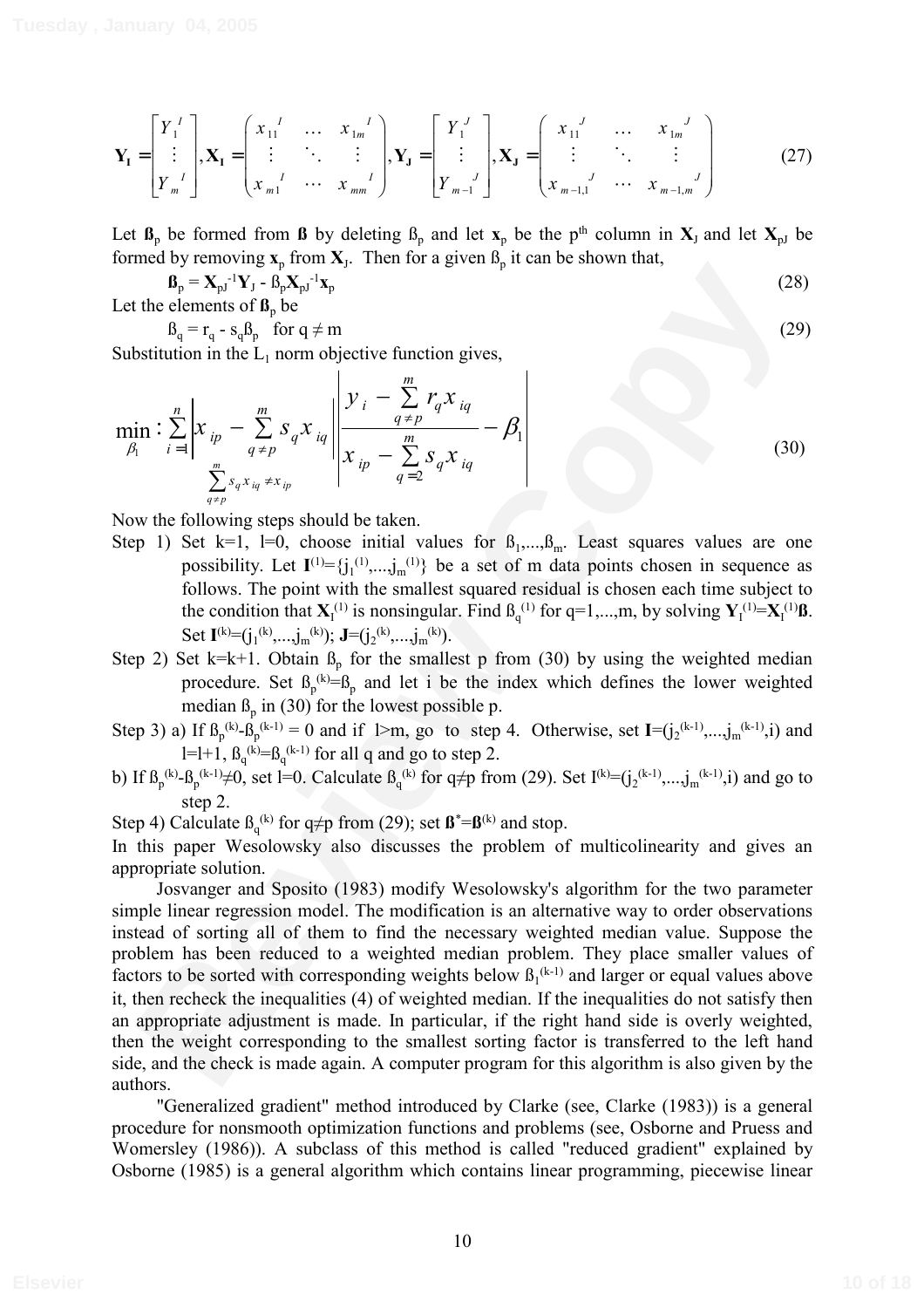$$\mathbf{Y_I} = \begin{bmatrix} Y_1^{\ I} \\ \vdots \\ Y_m^{\ I} \end{bmatrix}, \mathbf{X_I} = \begin{pmatrix} x_{11}^{\ I} & \dots & x_{1m}^{\ I} \\ \vdots & \ddots & \vdots \\ x_{m1}^{\ I} & \cdots & x_{mm}^{\ I} \end{pmatrix}, \mathbf{Y_J} = \begin{bmatrix} Y_1^{\ J} \\ \vdots \\ Y_{m-1}^{\ J} \end{bmatrix}, \mathbf{X_J} = \begin{pmatrix} x_{11}^{\ J} & \dots & x_{1m}^{\ J} \\ \vdots & \ddots & \vdots \\ x_{m-1,1}^{\ J} & \cdots & x_{m-1,m}^{\ J} \end{pmatrix} \tag{27}$$

Let $\mathbf{ß}_p$ be formed from $\mathbf{ß}$ by deleting $ß_p$ and let $\mathbf{x}_p$ be the p[th] column in $\mathbf{X}_J$ and let $\mathbf{X}_{pJ}$ be formed by removing $\mathbf{x}_p$ from $\mathbf{X}_J$. Then for a given $ß_p$ it can be shown that,

$$\mathbf{ß}_p = \mathbf{X}_{pJ}^{-1}\mathbf{Y}_J - ß_p\mathbf{X}_{pJ}^{-1}\mathbf{x}_p \tag{28}$$

Let the elements of $\mathbf{ß}_p$ be

$$ß_q = r_q - s_q ß_p \quad \text{for } q \neq m \tag{29}$$

Substitution in the $L_1$ norm objective function gives,

$$\min_{\beta_1} : \sum_{\substack{i=1 \\ \sum_{q\neq p}^{m} s_q x_{iq} \neq x_{ip}}}^{n} \left| x_{ip} - \sum_{q\neq p}^{m} s_q x_{iq} \right| \left| \frac{y_i - \sum_{q\neq p}^{m} r_q x_{iq}}{x_{ip} - \sum_{q=2}^{m} s_q x_{iq}} - \beta_1 \right| \tag{30}$$

Now the following steps should be taken.

Step 1) Set k=1, l=0, choose initial values for $ß_1,...,ß_m$. Least squares values are one possibility. Let $\mathbf{I}^{(1)}=\{j_1^{(1)},...,j_m^{(1)}\}$ be a set of m data points chosen in sequence as follows. The point with the smallest squared residual is chosen each time subject to the condition that $\mathbf{X}_I^{(1)}$ is nonsingular. Find $ß_q^{(1)}$ for q=1,...,m, by solving $\mathbf{Y}_I^{(1)}=\mathbf{X}_I^{(1)}\mathbf{ß}$. Set $\mathbf{I}^{(k)}=(j_1^{(k)},...,j_m^{(k)})$; $\mathbf{J}=(j_2^{(k)},...,j_m^{(k)})$.

Step 2) Set k=k+1. Obtain $ß_p$ for the smallest p from (30) by using the weighted median procedure. Set $ß_p^{(k)}=ß_p$ and let i be the index which defines the lower weighted median $ß_p$ in (30) for the lowest possible p.

Step 3) a) If $ß_p^{(k)}-ß_p^{(k-1)} = 0$ and if $l>m$, go to step 4. Otherwise, set $\mathbf{I}=(j_2^{(k-1)},...,j_m^{(k-1)},i)$ and $l=l+1$, $ß_q^{(k)}=ß_q^{(k-1)}$ for all q and go to step 2.

b) If $ß_p^{(k)}-ß_p^{(k-1)}\neq 0$, set l=0. Calculate $ß_q^{(k)}$ for $q\neq p$ from (29). Set $I^{(k)}=(j_2^{(k-1)},...,j_m^{(k-1)},i)$ and go to step 2.

Step 4) Calculate $ß_q^{(k)}$ for $q\neq p$ from (29); set $\mathbf{ß}^*=\mathbf{ß}^{(k)}$ and stop.

In this paper Wesolowsky also discusses the problem of multicolinearity and gives an appropriate solution.

Josvanger and Sposito (1983) modify Wesolowsky's algorithm for the two parameter simple linear regression model. The modification is an alternative way to order observations instead of sorting all of them to find the necessary weighted median value. Suppose the problem has been reduced to a weighted median problem. They place smaller values of factors to be sorted with corresponding weights below $ß_1^{(k-1)}$ and larger or equal values above it, then recheck the inequalities (4) of weighted median. If the inequalities do not satisfy then an appropriate adjustment is made. In particular, if the right hand side is overly weighted, then the weight corresponding to the smallest sorting factor is transferred to the left hand side, and the check is made again. A computer program for this algorithm is also given by the authors.

"Generalized gradient" method introduced by Clarke (see, Clarke (1983)) is a general procedure for nonsmooth optimization functions and problems (see, Osborne and Pruess and Womersley (1986)). A subclass of this method is called "reduced gradient" explained by Osborne (1985) is a general algorithm which contains linear programming, piecewise linear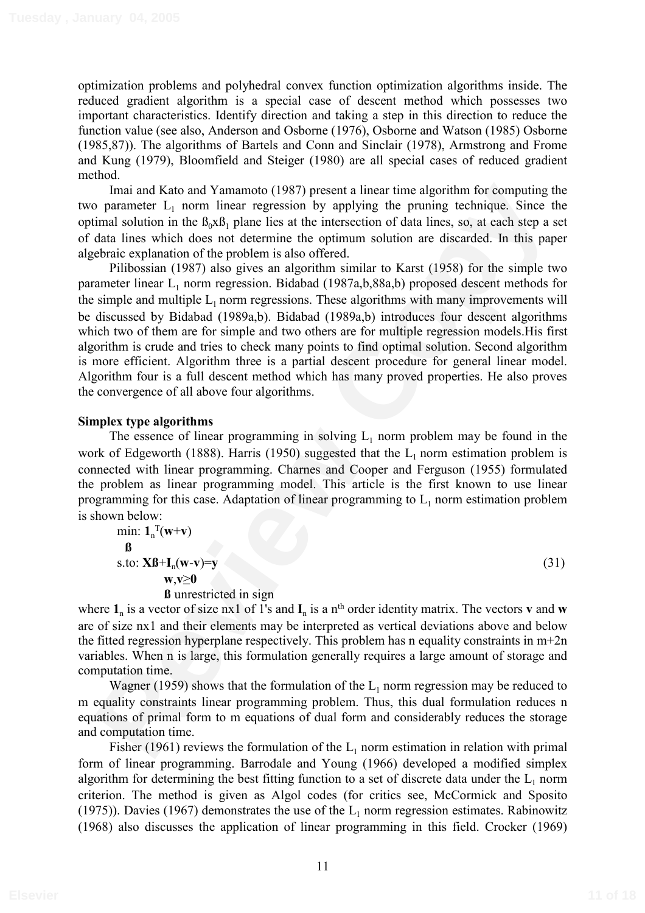optimization problems and polyhedral convex function optimization algorithms inside. The reduced gradient algorithm is a special case of descent method which possesses two important characteristics. Identify direction and taking a step in this direction to reduce the function value (see also, Anderson and Osborne (1976), Osborne and Watson (1985) Osborne (1985,87)). The algorithms of Bartels and Conn and Sinclair (1978), Armstrong and Frome and Kung (1979), Bloomfield and Steiger (1980) are all special cases of reduced gradient method.

Imai and Kato and Yamamoto (1987) present a linear time algorithm for computing the two parameter $L_1$ norm linear regression by applying the pruning technique. Since the optimal solution in the $ß_0xß_1$ plane lies at the intersection of data lines, so, at each step a set of data lines which does not determine the optimum solution are discarded. In this paper algebraic explanation of the problem is also offered.

Pilibossian (1987) also gives an algorithm similar to Karst (1958) for the simple two parameter linear $L_1$ norm regression. Bidabad (1987a,b,88a,b) proposed descent methods for the simple and multiple $L_1$ norm regressions. These algorithms with many improvements will be discussed by Bidabad (1989a,b). Bidabad (1989a,b) introduces four descent algorithms which two of them are for simple and two others are for multiple regression models.His first algorithm is crude and tries to check many points to find optimal solution. Second algorithm is more efficient. Algorithm three is a partial descent procedure for general linear model. Algorithm four is a full descent method which has many proved properties. He also proves the convergence of all above four algorithms.

**Simplex type algorithms**

The essence of linear programming in solving $L_1$ norm problem may be found in the work of Edgeworth (1888). Harris (1950) suggested that the $L_1$ norm estimation problem is connected with linear programming. Charnes and Cooper and Ferguson (1955) formulated the problem as linear programming model. This article is the first known to use linear programming for this case. Adaptation of linear programming to $L_1$ norm estimation problem is shown below:

$$
\begin{aligned}
&\min_{\boldsymbol{ß}}: \mathbf{1}_n^T(\mathbf{w}+\mathbf{v}) \\
&\text{s.to: } \mathbf{X}\boldsymbol{ß}+\mathbf{I}_n(\mathbf{w}-\mathbf{v})=\mathbf{y} \qquad (31)\\
&\qquad \mathbf{w},\mathbf{v}\geq\mathbf{0} \\
&\qquad \boldsymbol{ß} \text{ unrestricted in sign}
\end{aligned}
$$

where $\mathbf{1}_n$ is a vector of size nx1 of 1's and $\mathbf{I}_n$ is a $n^{th}$ order identity matrix. The vectors $\mathbf{v}$ and $\mathbf{w}$ are of size nx1 and their elements may be interpreted as vertical deviations above and below the fitted regression hyperplane respectively. This problem has n equality constraints in m+2n variables. When n is large, this formulation generally requires a large amount of storage and computation time.

Wagner (1959) shows that the formulation of the $L_1$ norm regression may be reduced to m equality constraints linear programming problem. Thus, this dual formulation reduces n equations of primal form to m equations of dual form and considerably reduces the storage and computation time.

Fisher (1961) reviews the formulation of the $L_1$ norm estimation in relation with primal form of linear programming. Barrodale and Young (1966) developed a modified simplex algorithm for determining the best fitting function to a set of discrete data under the $L_1$ norm criterion. The method is given as Algol codes (for critics see, McCormick and Sposito (1975)). Davies (1967) demonstrates the use of the $L_1$ norm regression estimates. Rabinowitz (1968) also discusses the application of linear programming in this field. Crocker (1969)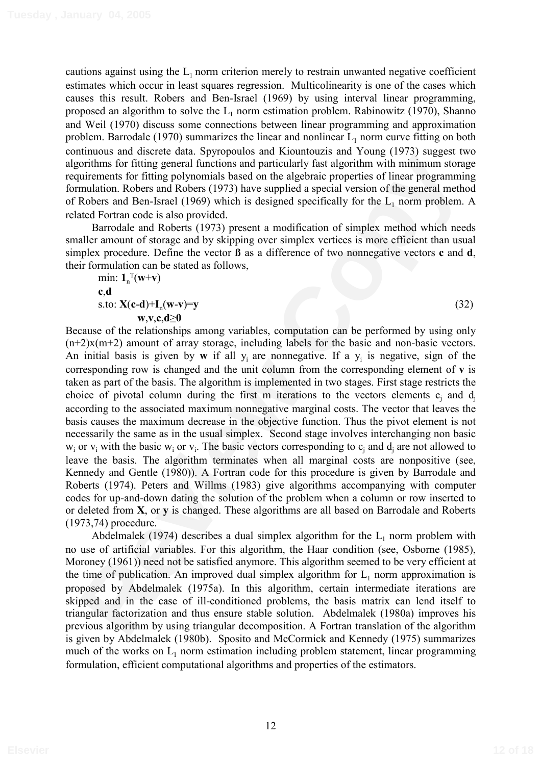cautions against using the $L_1$ norm criterion merely to restrain unwanted negative coefficient estimates which occur in least squares regression. Multicolinearity is one of the cases which causes this result. Robers and Ben-Israel (1969) by using interval linear programming, proposed an algorithm to solve the $L_1$ norm estimation problem. Rabinowitz (1970), Shanno and Weil (1970) discuss some connections between linear programming and approximation problem. Barrodale (1970) summarizes the linear and nonlinear $L_1$ norm curve fitting on both continuous and discrete data. Spyropoulos and Kiountouzis and Young (1973) suggest two algorithms for fitting general functions and particularly fast algorithm with minimum storage requirements for fitting polynomials based on the algebraic properties of linear programming formulation. Robers and Robers (1973) have supplied a special version of the general method of Robers and Ben-Israel (1969) which is designed specifically for the $L_1$ norm problem. A related Fortran code is also provided.

Barrodale and Roberts (1973) present a modification of simplex method which needs smaller amount of storage and by skipping over simplex vertices is more efficient than usual simplex procedure. Define the vector $\boldsymbol{\beta}$ as a difference of two nonnegative vectors $\mathbf{c}$ and $\mathbf{d}$, their formulation can be stated as follows,

$$\begin{aligned} &\min_{\mathbf{c},\mathbf{d}}: \mathbf{1}_n^T(\mathbf{w}+\mathbf{v}) \\ &\text{s.to: } \mathbf{X}(\mathbf{c}-\mathbf{d})+\mathbf{I}_n(\mathbf{w}-\mathbf{v})=\mathbf{y} \\ &\qquad \mathbf{w},\mathbf{v},\mathbf{c},\mathbf{d}\geq\mathbf{0} \end{aligned} \tag{32}$$

Because of the relationships among variables, computation can be performed by using only (n+2)x(m+2) amount of array storage, including labels for the basic and non-basic vectors. An initial basis is given by $\mathbf{w}$ if all $y_i$ are nonnegative. If a $y_i$ is negative, sign of the corresponding row is changed and the unit column from the corresponding element of $\mathbf{v}$ is taken as part of the basis. The algorithm is implemented in two stages. First stage restricts the choice of pivotal column during the first m iterations to the vectors elements $c_j$ and $d_j$ according to the associated maximum nonnegative marginal costs. The vector that leaves the basis causes the maximum decrease in the objective function. Thus the pivot element is not necessarily the same as in the usual simplex. Second stage involves interchanging non basic $w_i$ or $v_i$ with the basic $w_i$ or $v_i$. The basic vectors corresponding to $c_j$ and $d_j$ are not allowed to leave the basis. The algorithm terminates when all marginal costs are nonpositive (see, Kennedy and Gentle (1980)). A Fortran code for this procedure is given by Barrodale and Roberts (1974). Peters and Willms (1983) give algorithms accompanying with computer codes for up-and-down dating the solution of the problem when a column or row inserted to or deleted from $\mathbf{X}$, or $\mathbf{y}$ is changed. These algorithms are all based on Barrodale and Roberts (1973,74) procedure.

Abdelmalek (1974) describes a dual simplex algorithm for the $L_1$ norm problem with no use of artificial variables. For this algorithm, the Haar condition (see, Osborne (1985), Moroney (1961)) need not be satisfied anymore. This algorithm seemed to be very efficient at the time of publication. An improved dual simplex algorithm for $L_1$ norm approximation is proposed by Abdelmalek (1975a). In this algorithm, certain intermediate iterations are skipped and in the case of ill-conditioned problems, the basis matrix can lend itself to triangular factorization and thus ensure stable solution. Abdelmalek (1980a) improves his previous algorithm by using triangular decomposition. A Fortran translation of the algorithm is given by Abdelmalek (1980b). Sposito and McCormick and Kennedy (1975) summarizes much of the works on $L_1$ norm estimation including problem statement, linear programming formulation, efficient computational algorithms and properties of the estimators.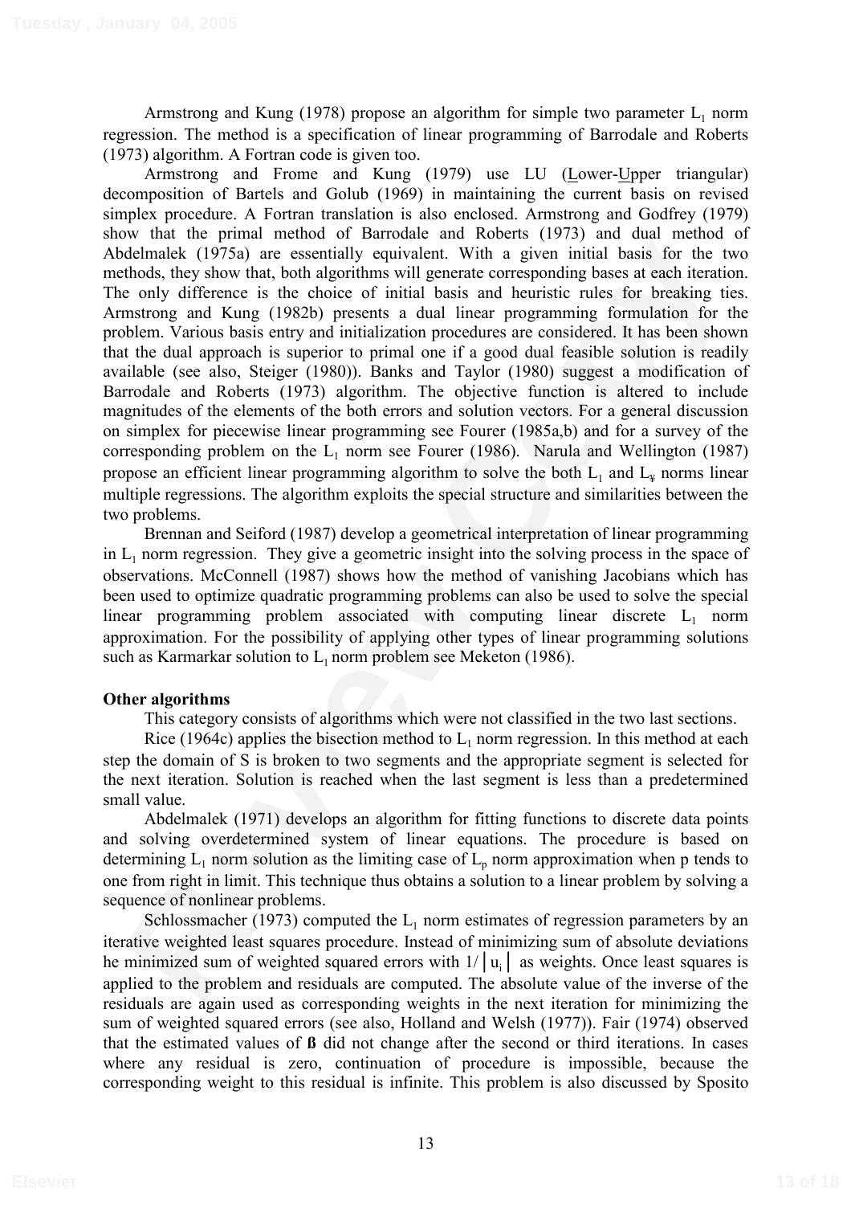Armstrong and Kung (1978) propose an algorithm for simple two parameter $L_1$ norm regression. The method is a specification of linear programming of Barrodale and Roberts (1973) algorithm. A Fortran code is given too.

Armstrong and Frome and Kung (1979) use LU (Lower-Upper triangular) decomposition of Bartels and Golub (1969) in maintaining the current basis on revised simplex procedure. A Fortran translation is also enclosed. Armstrong and Godfrey (1979) show that the primal method of Barrodale and Roberts (1973) and dual method of Abdelmalek (1975a) are essentially equivalent. With a given initial basis for the two methods, they show that, both algorithms will generate corresponding bases at each iteration. The only difference is the choice of initial basis and heuristic rules for breaking ties. Armstrong and Kung (1982b) presents a dual linear programming formulation for the problem. Various basis entry and initialization procedures are considered. It has been shown that the dual approach is superior to primal one if a good dual feasible solution is readily available (see also, Steiger (1980)). Banks and Taylor (1980) suggest a modification of Barrodale and Roberts (1973) algorithm. The objective function is altered to include magnitudes of the elements of the both errors and solution vectors. For a general discussion on simplex for piecewise linear programming see Fourer (1985a,b) and for a survey of the corresponding problem on the $L_1$ norm see Fourer (1986). Narula and Wellington (1987) propose an efficient linear programming algorithm to solve the both $L_1$ and $L_\infty$ norms linear multiple regressions. The algorithm exploits the special structure and similarities between the two problems.

Brennan and Seiford (1987) develop a geometrical interpretation of linear programming in $L_1$ norm regression. They give a geometric insight into the solving process in the space of observations. McConnell (1987) shows how the method of vanishing Jacobians which has been used to optimize quadratic programming problems can also be used to solve the special linear programming problem associated with computing linear discrete $L_1$ norm approximation. For the possibility of applying other types of linear programming solutions such as Karmarkar solution to $L_1$ norm problem see Meketon (1986).

**Other algorithms**

This category consists of algorithms which were not classified in the two last sections.

Rice (1964c) applies the bisection method to $L_1$ norm regression. In this method at each step the domain of S is broken to two segments and the appropriate segment is selected for the next iteration. Solution is reached when the last segment is less than a predetermined small value.

Abdelmalek (1971) develops an algorithm for fitting functions to discrete data points and solving overdetermined system of linear equations. The procedure is based on determining $L_1$ norm solution as the limiting case of $L_p$ norm approximation when p tends to one from right in limit. This technique thus obtains a solution to a linear problem by solving a sequence of nonlinear problems.

Schlossmacher (1973) computed the $L_1$ norm estimates of regression parameters by an iterative weighted least squares procedure. Instead of minimizing sum of absolute deviations he minimized sum of weighted squared errors with $1/|u_i|$ as weights. Once least squares is applied to the problem and residuals are computed. The absolute value of the inverse of the residuals are again used as corresponding weights in the next iteration for minimizing the sum of weighted squared errors (see also, Holland and Welsh (1977)). Fair (1974) observed that the estimated values of $\beta$ did not change after the second or third iterations. In cases where any residual is zero, continuation of procedure is impossible, because the corresponding weight to this residual is infinite. This problem is also discussed by Sposito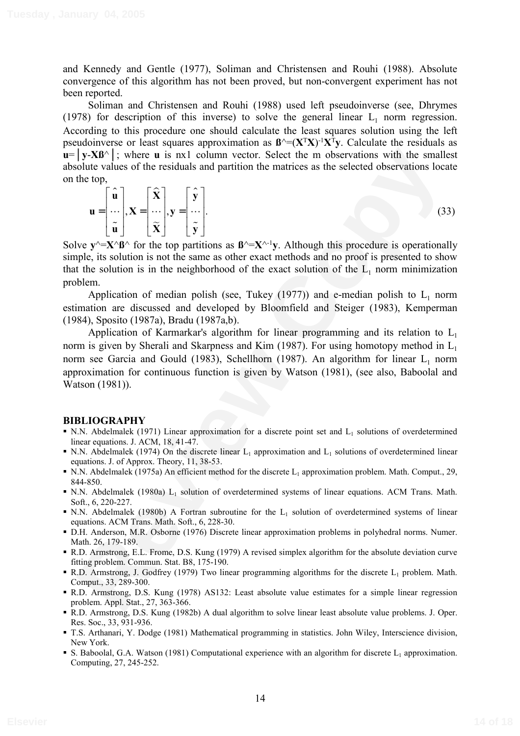and Kennedy and Gentle (1977), Soliman and Christensen and Rouhi (1988). Absolute convergence of this algorithm has not been proved, but non-convergent experiment has not been reported.

Soliman and Christensen and Rouhi (1988) used left pseudoinverse (see, Dhrymes (1978) for description of this inverse) to solve the general linear $L_1$ norm regression. According to this procedure one should calculate the least squares solution using the left pseudoinverse or least squares approximation as $\mathbf{ß}\hat{} = (\mathbf{X}^T\mathbf{X})^{-1}\mathbf{X}^T\mathbf{y}$. Calculate the residuals as $\mathbf{u} = |\mathbf{y} - \mathbf{X}\mathbf{ß}\hat{}|$; where $\mathbf{u}$ is nx1 column vector. Select the m observations with the smallest absolute values of the residuals and partition the matrices as the selected observations locate on the top,

$$\mathbf{u} = \begin{bmatrix} \hat{\mathbf{u}} \\ \cdots \\ \tilde{\mathbf{u}} \end{bmatrix}, \mathbf{X} = \begin{bmatrix} \hat{\mathbf{X}} \\ \cdots \\ \tilde{\mathbf{X}} \end{bmatrix}, \mathbf{y} = \begin{bmatrix} \hat{\mathbf{y}} \\ \cdots \\ \tilde{\mathbf{y}} \end{bmatrix}. \tag{33}$$

Solve $\mathbf{y}\hat{} = \mathbf{X}\hat{}\mathbf{ß}\hat{}$ for the top partitions as $\mathbf{ß}\hat{} = \mathbf{X}\hat{}^{-1}\mathbf{y}$. Although this procedure is operationally simple, its solution is not the same as other exact methods and no proof is presented to show that the solution is in the neighborhood of the exact solution of the $L_1$ norm minimization problem.

Application of median polish (see, Tukey (1977)) and e-median polish to $L_1$ norm estimation are discussed and developed by Bloomfield and Steiger (1983), Kemperman (1984), Sposito (1987a), Bradu (1987a,b).

Application of Karmarkar's algorithm for linear programming and its relation to $L_1$ norm is given by Sherali and Skarpness and Kim (1987). For using homotopy method in $L_1$ norm see Garcia and Gould (1983), Schellhorn (1987). An algorithm for linear $L_1$ norm approximation for continuous function is given by Watson (1981), (see also, Baboolal and Watson (1981)).

## BIBLIOGRAPHY

- N.N. Abdelmalek (1971) Linear approximation for a discrete point set and $L_1$ solutions of overdetermined linear equations. J. ACM, 18, 41-47.
- N.N. Abdelmalek (1974) On the discrete linear $L_1$ approximation and $L_1$ solutions of overdetermined linear equations. J. of Approx. Theory, 11, 38-53.
- N.N. Abdelmalek (1975a) An efficient method for the discrete $L_1$ approximation problem. Math. Comput., 29, 844-850.
- N.N. Abdelmalek (1980a) $L_1$ solution of overdetermined systems of linear equations. ACM Trans. Math. Soft., 6, 220-227.
- N.N. Abdelmalek (1980b) A Fortran subroutine for the $L_1$ solution of overdetermined systems of linear equations. ACM Trans. Math. Soft., 6, 228-30.
- D.H. Anderson, M.R. Osborne (1976) Discrete linear approximation problems in polyhedral norms. Numer. Math. 26, 179-189.
- R.D. Armstrong, E.L. Frome, D.S. Kung (1979) A revised simplex algorithm for the absolute deviation curve fitting problem. Commun. Stat. B8, 175-190.
- R.D. Armstrong, J. Godfrey (1979) Two linear programming algorithms for the discrete $L_1$ problem. Math. Comput., 33, 289-300.
- R.D. Armstrong, D.S. Kung (1978) AS132: Least absolute value estimates for a simple linear regression problem. Appl. Stat., 27, 363-366.
- R.D. Armstrong, D.S. Kung (1982b) A dual algorithm to solve linear least absolute value problems. J. Oper. Res. Soc., 33, 931-936.
- T.S. Arthanari, Y. Dodge (1981) Mathematical programming in statistics. John Wiley, Interscience division, New York.
- S. Baboolal, G.A. Watson (1981) Computational experience with an algorithm for discrete $L_1$ approximation. Computing, 27, 245-252.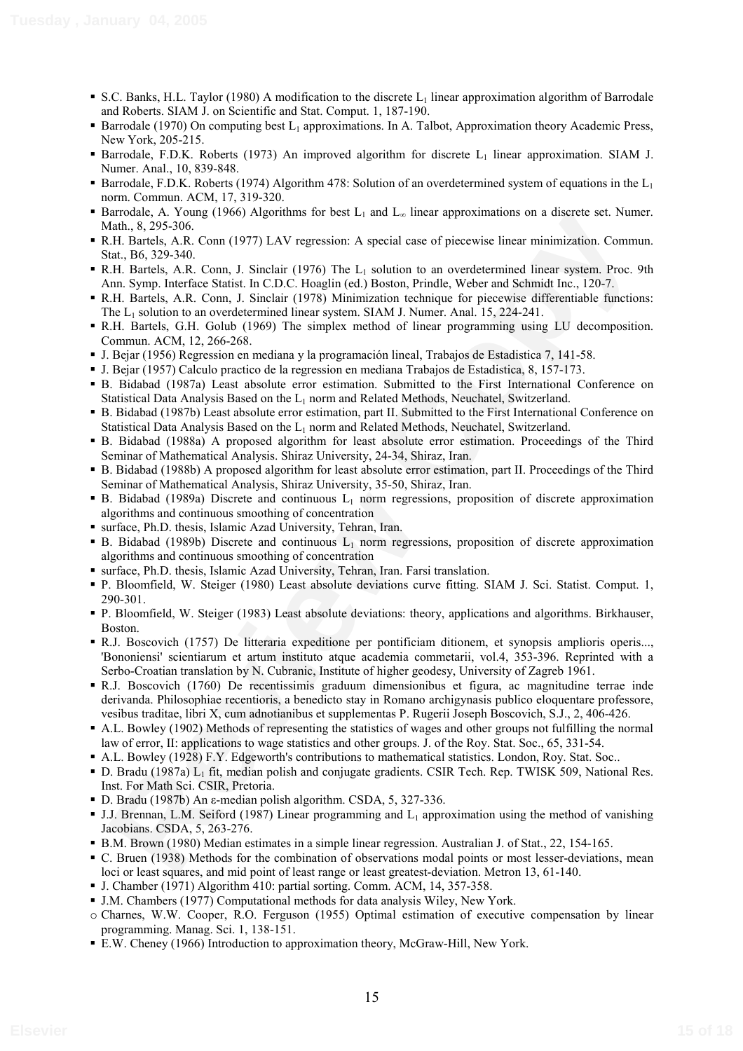- S.C. Banks, H.L. Taylor (1980) A modification to the discrete $L_1$ linear approximation algorithm of Barrodale and Roberts. SIAM J. on Scientific and Stat. Comput. 1, 187-190.
- Barrodale (1970) On computing best $L_1$ approximations. In A. Talbot, Approximation theory Academic Press, New York, 205-215.
- Barrodale, F.D.K. Roberts (1973) An improved algorithm for discrete $L_1$ linear approximation. SIAM J. Numer. Anal., 10, 839-848.
- Barrodale, F.D.K. Roberts (1974) Algorithm 478: Solution of an overdetermined system of equations in the $L_1$ norm. Commun. ACM, 17, 319-320.
- Barrodale, A. Young (1966) Algorithms for best $L_1$ and $L_\infty$ linear approximations on a discrete set. Numer. Math., 8, 295-306.
- R.H. Bartels, A.R. Conn (1977) LAV regression: A special case of piecewise linear minimization. Commun. Stat., B6, 329-340.
- R.H. Bartels, A.R. Conn, J. Sinclair (1976) The $L_1$ solution to an overdetermined linear system. Proc. 9th Ann. Symp. Interface Statist. In C.D.C. Hoaglin (ed.) Boston, Prindle, Weber and Schmidt Inc., 120-7.
- R.H. Bartels, A.R. Conn, J. Sinclair (1978) Minimization technique for piecewise differentiable functions: The $L_1$ solution to an overdetermined linear system. SIAM J. Numer. Anal. 15, 224-241.
- R.H. Bartels, G.H. Golub (1969) The simplex method of linear programming using LU decomposition. Commun. ACM, 12, 266-268.
- J. Bejar (1956) Regression en mediana y la programación lineal, Trabajos de Estadistica 7, 141-58.
- J. Bejar (1957) Calculo practico de la regression en mediana Trabajos de Estadistica, 8, 157-173.
- B. Bidabad (1987a) Least absolute error estimation. Submitted to the First International Conference on Statistical Data Analysis Based on the $L_1$ norm and Related Methods, Neuchatel, Switzerland.
- B. Bidabad (1987b) Least absolute error estimation, part II. Submitted to the First International Conference on Statistical Data Analysis Based on the $L_1$ norm and Related Methods, Neuchatel, Switzerland.
- B. Bidabad (1988a) A proposed algorithm for least absolute error estimation. Proceedings of the Third Seminar of Mathematical Analysis. Shiraz University, 24-34, Shiraz, Iran.
- B. Bidabad (1988b) A proposed algorithm for least absolute error estimation, part II. Proceedings of the Third Seminar of Mathematical Analysis, Shiraz University, 35-50, Shiraz, Iran.
- B. Bidabad (1989a) Discrete and continuous $L_1$ norm regressions, proposition of discrete approximation algorithms and continuous smoothing of concentration
- surface, Ph.D. thesis, Islamic Azad University, Tehran, Iran.
- B. Bidabad (1989b) Discrete and continuous $L_1$ norm regressions, proposition of discrete approximation algorithms and continuous smoothing of concentration
- surface, Ph.D. thesis, Islamic Azad University, Tehran, Iran. Farsi translation.
- P. Bloomfield, W. Steiger (1980) Least absolute deviations curve fitting. SIAM J. Sci. Statist. Comput. 1, 290-301.
- P. Bloomfield, W. Steiger (1983) Least absolute deviations: theory, applications and algorithms. Birkhauser, Boston.
- R.J. Boscovich (1757) De litteraria expeditione per pontificiam ditionem, et synopsis amplioris operis..., 'Bononiensi' scientiarum et artum instituto atque academia commetarii, vol.4, 353-396. Reprinted with a Serbo-Croatian translation by N. Cubranic, Institute of higher geodesy, University of Zagreb 1961.
- R.J. Boscovich (1760) De recentissimis graduum dimensionibus et figura, ac magnitudine terrae inde derivanda. Philosophiae recentioris, a benedicto stay in Romano archigynasis publico eloquentare professore, vesibus traditae, libri X, cum adnotianibus et supplementas P. Rugerii Joseph Boscovich, S.J., 2, 406-426.
- A.L. Bowley (1902) Methods of representing the statistics of wages and other groups not fulfilling the normal law of error, II: applications to wage statistics and other groups. J. of the Roy. Stat. Soc., 65, 331-54.
- A.L. Bowley (1928) F.Y. Edgeworth's contributions to mathematical statistics. London, Roy. Stat. Soc..
- D. Bradu (1987a) $L_1$ fit, median polish and conjugate gradients. CSIR Tech. Rep. TWISK 509, National Res. Inst. For Math Sci. CSIR, Pretoria.
- D. Bradu (1987b) An ε-median polish algorithm. CSDA, 5, 327-336.
- J.J. Brennan, L.M. Seiford (1987) Linear programming and $L_1$ approximation using the method of vanishing Jacobians. CSDA, 5, 263-276.
- B.M. Brown (1980) Median estimates in a simple linear regression. Australian J. of Stat., 22, 154-165.
- C. Bruen (1938) Methods for the combination of observations modal points or most lesser-deviations, mean loci or least squares, and mid point of least range or least greatest-deviation. Metron 13, 61-140.
- J. Chamber (1971) Algorithm 410: partial sorting. Comm. ACM, 14, 357-358.
- J.M. Chambers (1977) Computational methods for data analysis Wiley, New York.
- Charnes, W.W. Cooper, R.O. Ferguson (1955) Optimal estimation of executive compensation by linear programming. Manag. Sci. 1, 138-151.
- E.W. Cheney (1966) Introduction to approximation theory, McGraw-Hill, New York.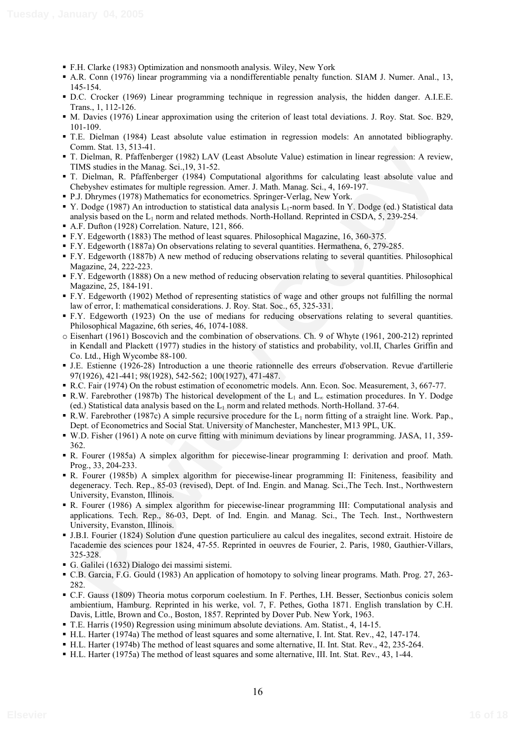- F.H. Clarke (1983) Optimization and nonsmooth analysis. Wiley, New York
- A.R. Conn (1976) linear programming via a nondifferentiable penalty function. SIAM J. Numer. Anal., 13, 145-154.
- D.C. Crocker (1969) Linear programming technique in regression analysis, the hidden danger. A.I.E.E. Trans., 1, 112-126.
- M. Davies (1976) Linear approximation using the criterion of least total deviations. J. Roy. Stat. Soc. B29, 101-109.
- T.E. Dielman (1984) Least absolute value estimation in regression models: An annotated bibliography. Comm. Stat. 13, 513-41.
- T. Dielman, R. Pfaffenberger (1982) LAV (Least Absolute Value) estimation in linear regression: A review, TIMS studies in the Manag. Sci.,19, 31-52.
- T. Dielman, R. Pfaffenberger (1984) Computational algorithms for calculating least absolute value and Chebyshev estimates for multiple regression. Amer. J. Math. Manag. Sci., 4, 169-197.
- P.J. Dhrymes (1978) Mathematics for econometrics. Springer-Verlag, New York.
- Y. Dodge (1987) An introduction to statistical data analysis $L_1$-norm based. In Y. Dodge (ed.) Statistical data analysis based on the $L_1$ norm and related methods. North-Holland. Reprinted in CSDA, 5, 239-254.
- A.F. Dufton (1928) Correlation. Nature, 121, 866.
- F.Y. Edgeworth (1883) The method of least squares. Philosophical Magazine, 16, 360-375.
- F.Y. Edgeworth (1887a) On observations relating to several quantities. Hermathena, 6, 279-285.
- F.Y. Edgeworth (1887b) A new method of reducing observations relating to several quantities. Philosophical Magazine, 24, 222-223.
- F.Y. Edgeworth (1888) On a new method of reducing observation relating to several quantities. Philosophical Magazine, 25, 184-191.
- F.Y. Edgeworth (1902) Method of representing statistics of wage and other groups not fulfilling the normal law of error, I: mathematical considerations. J. Roy. Stat. Soc., 65, 325-331.
- F.Y. Edgeworth (1923) On the use of medians for reducing observations relating to several quantities. Philosophical Magazine, 6th series, 46, 1074-1088.
- Eisenhart (1961) Boscovich and the combination of observations. Ch. 9 of Whyte (1961, 200-212) reprinted in Kendall and Plackett (1977) studies in the history of statistics and probability, vol.II, Charles Griffin and Co. Ltd., High Wycombe 88-100.
- J.E. Estienne (1926-28) Introduction a une theorie rationnelle des erreurs d'observation. Revue d'artillerie 97(1926), 421-441; 98(1928), 542-562; 100(1927), 471-487.
- R.C. Fair (1974) On the robust estimation of econometric models. Ann. Econ. Soc. Measurement, 3, 667-77.
- R.W. Farebrother (1987b) The historical development of the $L_1$ and $L_\infty$ estimation procedures. In Y. Dodge (ed.) Statistical data analysis based on the $L_1$ norm and related methods. North-Holland. 37-64.
- R.W. Farebrother (1987c) A simple recursive procedure for the $L_1$ norm fitting of a straight line. Work. Pap., Dept. of Econometrics and Social Stat. University of Manchester, Manchester, M13 9PL, UK.
- W.D. Fisher (1961) A note on curve fitting with minimum deviations by linear programming. JASA, 11, 359-362.
- R. Fourer (1985a) A simplex algorithm for piecewise-linear programming I: derivation and proof. Math. Prog., 33, 204-233.
- R. Fourer (1985b) A simplex algorithm for piecewise-linear programming II: Finiteness, feasibility and degeneracy. Tech. Rep., 85-03 (revised), Dept. of Ind. Engin. and Manag. Sci.,The Tech. Inst., Northwestern University, Evanston, Illinois.
- R. Fourer (1986) A simplex algorithm for piecewise-linear programming III: Computational analysis and applications. Tech. Rep., 86-03, Dept. of Ind. Engin. and Manag. Sci., The Tech. Inst., Northwestern University, Evanston, Illinois.
- J.B.I. Fourier (1824) Solution d'une question particuliere au calcul des inegalites, second extrait. Histoire de l'academie des sciences pour 1824, 47-55. Reprinted in oeuvres de Fourier, 2. Paris, 1980, Gauthier-Villars, 325-328.
- G. Galilei (1632) Dialogo dei massimi sistemi.
- C.B. Garcia, F.G. Gould (1983) An application of homotopy to solving linear programs. Math. Prog. 27, 263-282.
- C.F. Gauss (1809) Theoria motus corporum coelestium. In F. Perthes, I.H. Besser, Sectionbus conicis solem ambientium, Hamburg. Reprinted in his werke, vol. 7, F. Pethes, Gotha 1871. English translation by C.H. Davis, Little, Brown and Co., Boston, 1857. Reprinted by Dover Pub. New York, 1963.
- T.E. Harris (1950) Regression using minimum absolute deviations. Am. Statist., 4, 14-15.
- H.L. Harter (1974a) The method of least squares and some alternative, I. Int. Stat. Rev., 42, 147-174.
- H.L. Harter (1974b) The method of least squares and some alternative, II. Int. Stat. Rev., 42, 235-264.
- H.L. Harter (1975a) The method of least squares and some alternative, III. Int. Stat. Rev., 43, 1-44.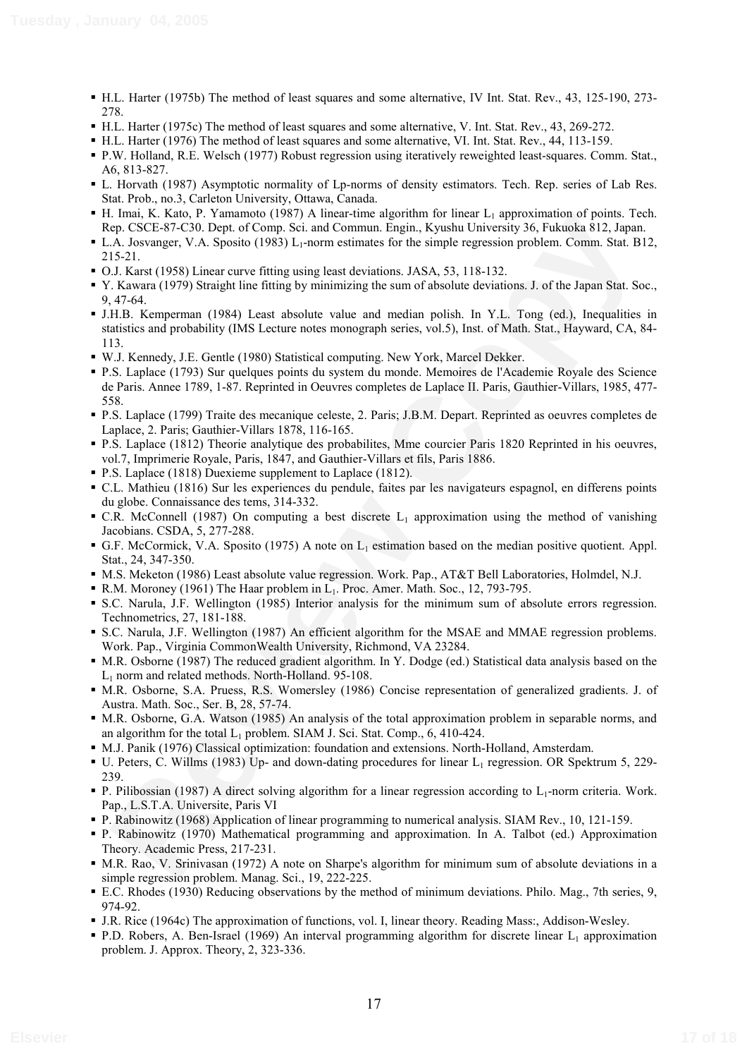- H.L. Harter (1975b) The method of least squares and some alternative, IV Int. Stat. Rev., 43, 125-190, 273-278.
- H.L. Harter (1975c) The method of least squares and some alternative, V. Int. Stat. Rev., 43, 269-272.
- H.L. Harter (1976) The method of least squares and some alternative, VI. Int. Stat. Rev., 44, 113-159.
- P.W. Holland, R.E. Welsch (1977) Robust regression using iteratively reweighted least-squares. Comm. Stat., A6, 813-827.
- L. Horvath (1987) Asymptotic normality of Lp-norms of density estimators. Tech. Rep. series of Lab Res. Stat. Prob., no.3, Carleton University, Ottawa, Canada.
- H. Imai, K. Kato, P. Yamamoto (1987) A linear-time algorithm for linear $L_1$ approximation of points. Tech. Rep. CSCE-87-C30. Dept. of Comp. Sci. and Commun. Engin., Kyushu University 36, Fukuoka 812, Japan.
- L.A. Josvanger, V.A. Sposito (1983) $L_1$-norm estimates for the simple regression problem. Comm. Stat. B12, 215-21.
- O.J. Karst (1958) Linear curve fitting using least deviations. JASA, 53, 118-132.
- Y. Kawara (1979) Straight line fitting by minimizing the sum of absolute deviations. J. of the Japan Stat. Soc., 9, 47-64.
- J.H.B. Kemperman (1984) Least absolute value and median polish. In Y.L. Tong (ed.), Inequalities in statistics and probability (IMS Lecture notes monograph series, vol.5), Inst. of Math. Stat., Hayward, CA, 84-113.
- W.J. Kennedy, J.E. Gentle (1980) Statistical computing. New York, Marcel Dekker.
- P.S. Laplace (1793) Sur quelques points du system du monde. Memoires de l'Academie Royale des Science de Paris. Annee 1789, 1-87. Reprinted in Oeuvres completes de Laplace II. Paris, Gauthier-Villars, 1985, 477-558.
- P.S. Laplace (1799) Traite des mecanique celeste, 2. Paris; J.B.M. Depart. Reprinted as oeuvres completes de Laplace, 2. Paris; Gauthier-Villars 1878, 116-165.
- P.S. Laplace (1812) Theorie analytique des probabilites, Mme courcier Paris 1820 Reprinted in his oeuvres, vol.7, Imprimerie Royale, Paris, 1847, and Gauthier-Villars et fils, Paris 1886.
- P.S. Laplace (1818) Duexieme supplement to Laplace (1812).
- C.L. Mathieu (1816) Sur les experiences du pendule, faites par les navigateurs espagnol, en differens points du globe. Connaissance des tems, 314-332.
- C.R. McConnell (1987) On computing a best discrete $L_1$ approximation using the method of vanishing Jacobians. CSDA, 5, 277-288.
- G.F. McCormick, V.A. Sposito (1975) A note on $L_1$ estimation based on the median positive quotient. Appl. Stat., 24, 347-350.
- M.S. Meketon (1986) Least absolute value regression. Work. Pap., AT&T Bell Laboratories, Holmdel, N.J.
- R.M. Moroney (1961) The Haar problem in $L_1$. Proc. Amer. Math. Soc., 12, 793-795.
- S.C. Narula, J.F. Wellington (1985) Interior analysis for the minimum sum of absolute errors regression. Technometrics, 27, 181-188.
- S.C. Narula, J.F. Wellington (1987) An efficient algorithm for the MSAE and MMAE regression problems. Work. Pap., Virginia CommonWealth University, Richmond, VA 23284.
- M.R. Osborne (1987) The reduced gradient algorithm. In Y. Dodge (ed.) Statistical data analysis based on the $L_1$ norm and related methods. North-Holland. 95-108.
- M.R. Osborne, S.A. Pruess, R.S. Womersley (1986) Concise representation of generalized gradients. J. of Austra. Math. Soc., Ser. B, 28, 57-74.
- M.R. Osborne, G.A. Watson (1985) An analysis of the total approximation problem in separable norms, and an algorithm for the total $L_1$ problem. SIAM J. Sci. Stat. Comp., 6, 410-424.
- M.J. Panik (1976) Classical optimization: foundation and extensions. North-Holland, Amsterdam.
- U. Peters, C. Willms (1983) Up- and down-dating procedures for linear $L_1$ regression. OR Spektrum 5, 229-239.
- P. Pilibossian (1987) A direct solving algorithm for a linear regression according to $L_1$-norm criteria. Work. Pap., L.S.T.A. Universite, Paris VI
- P. Rabinowitz (1968) Application of linear programming to numerical analysis. SIAM Rev., 10, 121-159.
- P. Rabinowitz (1970) Mathematical programming and approximation. In A. Talbot (ed.) Approximation Theory. Academic Press, 217-231.
- M.R. Rao, V. Srinivasan (1972) A note on Sharpe's algorithm for minimum sum of absolute deviations in a simple regression problem. Manag. Sci., 19, 222-225.
- E.C. Rhodes (1930) Reducing observations by the method of minimum deviations. Philo. Mag., 7th series, 9, 974-92.
- J.R. Rice (1964c) The approximation of functions, vol. I, linear theory. Reading Mass:, Addison-Wesley.
- P.D. Robers, A. Ben-Israel (1969) An interval programming algorithm for discrete linear $L_1$ approximation problem. J. Approx. Theory, 2, 323-336.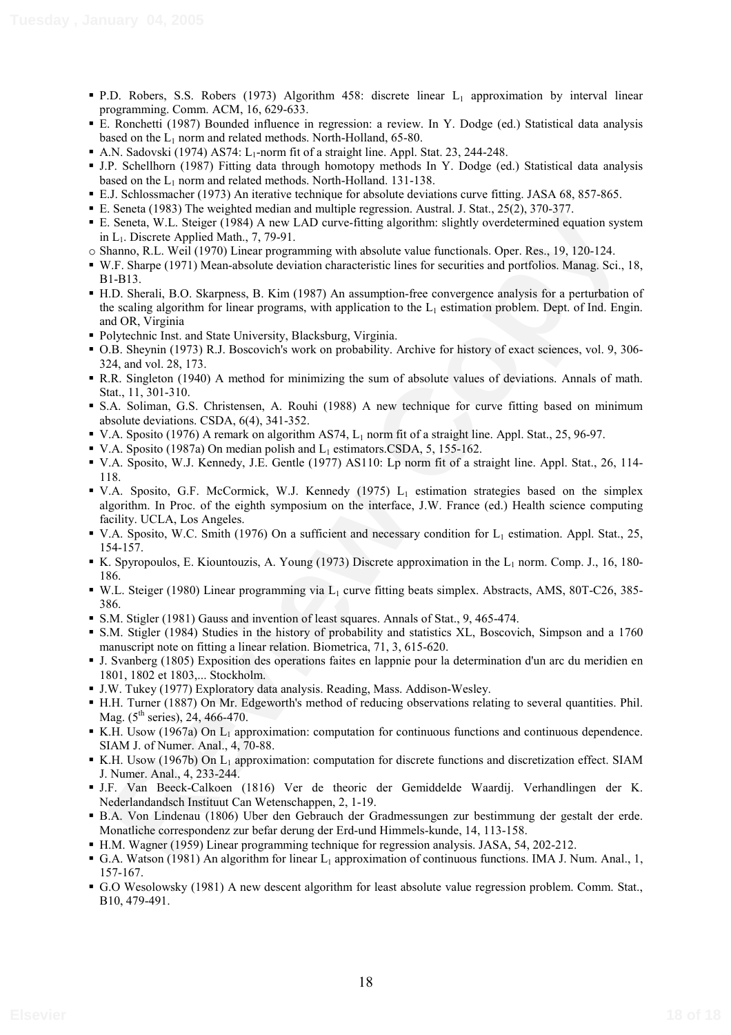- P.D. Robers, S.S. Robers (1973) Algorithm 458: discrete linear $L_1$ approximation by interval linear programming. Comm. ACM, 16, 629-633.
- E. Ronchetti (1987) Bounded influence in regression: a review. In Y. Dodge (ed.) Statistical data analysis based on the $L_1$ norm and related methods. North-Holland, 65-80.
- A.N. Sadovski (1974) AS74: $L_1$-norm fit of a straight line. Appl. Stat. 23, 244-248.
- J.P. Schellhorn (1987) Fitting data through homotopy methods In Y. Dodge (ed.) Statistical data analysis based on the $L_1$ norm and related methods. North-Holland. 131-138.
- E.J. Schlossmacher (1973) An iterative technique for absolute deviations curve fitting. JASA 68, 857-865.
- E. Seneta (1983) The weighted median and multiple regression. Austral. J. Stat., 25(2), 370-377.
- E. Seneta, W.L. Steiger (1984) A new LAD curve-fitting algorithm: slightly overdetermined equation system in $L_1$. Discrete Applied Math., 7, 79-91.
- Shanno, R.L. Weil (1970) Linear programming with absolute value functionals. Oper. Res., 19, 120-124.
- W.F. Sharpe (1971) Mean-absolute deviation characteristic lines for securities and portfolios. Manag. Sci., 18, B1-B13.
- H.D. Sherali, B.O. Skarpness, B. Kim (1987) An assumption-free convergence analysis for a perturbation of the scaling algorithm for linear programs, with application to the $L_1$ estimation problem. Dept. of Ind. Engin. and OR, Virginia
- Polytechnic Inst. and State University, Blacksburg, Virginia.
- O.B. Sheynin (1973) R.J. Boscovich's work on probability. Archive for history of exact sciences, vol. 9, 306-324, and vol. 28, 173.
- R.R. Singleton (1940) A method for minimizing the sum of absolute values of deviations. Annals of math. Stat., 11, 301-310.
- S.A. Soliman, G.S. Christensen, A. Rouhi (1988) A new technique for curve fitting based on minimum absolute deviations. CSDA, 6(4), 341-352.
- V.A. Sposito (1976) A remark on algorithm AS74, $L_1$ norm fit of a straight line. Appl. Stat., 25, 96-97.
- V.A. Sposito (1987a) On median polish and $L_1$ estimators.CSDA, 5, 155-162.
- V.A. Sposito, W.J. Kennedy, J.E. Gentle (1977) AS110: Lp norm fit of a straight line. Appl. Stat., 26, 114-118.
- V.A. Sposito, G.F. McCormick, W.J. Kennedy (1975) $L_1$ estimation strategies based on the simplex algorithm. In Proc. of the eighth symposium on the interface, J.W. France (ed.) Health science computing facility. UCLA, Los Angeles.
- V.A. Sposito, W.C. Smith (1976) On a sufficient and necessary condition for $L_1$ estimation. Appl. Stat., 25, 154-157.
- K. Spyropoulos, E. Kiountouzis, A. Young (1973) Discrete approximation in the $L_1$ norm. Comp. J., 16, 180-186.
- W.L. Steiger (1980) Linear programming via $L_1$ curve fitting beats simplex. Abstracts, AMS, 80T-C26, 385-386.
- S.M. Stigler (1981) Gauss and invention of least squares. Annals of Stat., 9, 465-474.
- S.M. Stigler (1984) Studies in the history of probability and statistics XL, Boscovich, Simpson and a 1760 manuscript note on fitting a linear relation. Biometrica, 71, 3, 615-620.
- J. Svanberg (1805) Exposition des operations faites en lappnie pour la determination d'un arc du meridien en 1801, 1802 et 1803,... Stockholm.
- J.W. Tukey (1977) Exploratory data analysis. Reading, Mass. Addison-Wesley.
- H.H. Turner (1887) On Mr. Edgeworth's method of reducing observations relating to several quantities. Phil. Mag. (5th series), 24, 466-470.
- K.H. Usow (1967a) On $L_1$ approximation: computation for continuous functions and continuous dependence. SIAM J. of Numer. Anal., 4, 70-88.
- K.H. Usow (1967b) On $L_1$ approximation: computation for discrete functions and discretization effect. SIAM J. Numer. Anal., 4, 233-244.
- J.F. Van Beeck-Calkoen (1816) Ver de theoric der Gemiddelde Waardij. Verhandlingen der K. Nederlandandsch Instituut Can Wetenschappen, 2, 1-19.
- B.A. Von Lindenau (1806) Uber den Gebrauch der Gradmessungen zur bestimmung der gestalt der erde. Monatliche correspondenz zur befar derung der Erd-und Himmels-kunde, 14, 113-158.
- H.M. Wagner (1959) Linear programming technique for regression analysis. JASA, 54, 202-212.
- G.A. Watson (1981) An algorithm for linear $L_1$ approximation of continuous functions. IMA J. Num. Anal., 1, 157-167.
- G.O Wesolowsky (1981) A new descent algorithm for least absolute value regression problem. Comm. Stat., B10, 479-491.